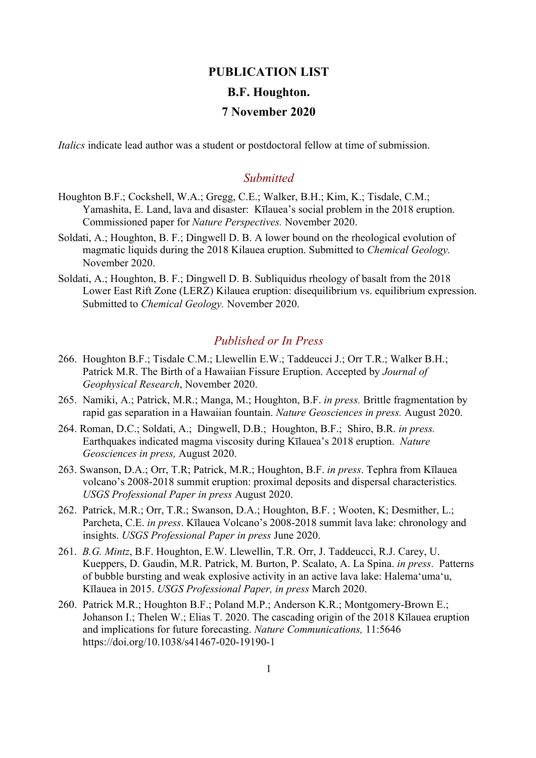# PUBLICATION LIST

## B.F. Houghton.

## 7 November 2020

*Italics* indicate lead author was a student or postdoctoral fellow at time of submission.

### *Submitted*

Houghton B.F.; Cockshell, W.A.; Gregg, C.E.; Walker, B.H.; Kim, K.; Tisdale, C.M.; Yamashita, E. Land, lava and disaster: Kīlauea's social problem in the 2018 eruption. Commissioned paper for *Nature Perspectives.* November 2020.

Soldati, A.; Houghton, B. F.; Dingwell D. B. A lower bound on the rheological evolution of magmatic liquids during the 2018 Kilauea eruption. Submitted to *Chemical Geology.* November 2020.

Soldati, A.; Houghton, B. F.; Dingwell D. B. Subliquidus rheology of basalt from the 2018 Lower East Rift Zone (LERZ) Kilauea eruption: disequilibrium vs. equilibrium expression. Submitted to *Chemical Geology.* November 2020.

### *Published or In Press*

266. Houghton B.F.; Tisdale C.M.; Llewellin E.W.; Taddeucci J.; Orr T.R.; Walker B.H.; Patrick M.R. The Birth of a Hawaiian Fissure Eruption. Accepted by *Journal of Geophysical Research*, November 2020.

265. Namiki, A.; Patrick, M.R.; Manga, M.; Houghton, B.F. *in press.* Brittle fragmentation by rapid gas separation in a Hawaiian fountain. *Nature Geosciences in press.* August 2020.

264. Roman, D.C.; Soldati, A.; Dingwell, D.B.; Houghton, B.F.; Shiro, B.R. *in press.* Earthquakes indicated magma viscosity during Kīlauea's 2018 eruption. *Nature Geosciences in press,* August 2020.

263. Swanson, D.A.; Orr, T.R; Patrick, M.R.; Houghton, B.F. *in press*. Tephra from Kīlauea volcano's 2008-2018 summit eruption: proximal deposits and dispersal characteristics. *USGS Professional Paper in press* August 2020.

262. Patrick, M.R.; Orr, T.R.; Swanson, D.A.; Houghton, B.F. ; Wooten, K; Desmither, L.; Parcheta, C.E. *in press*. Kīlauea Volcano's 2008-2018 summit lava lake: chronology and insights. *USGS Professional Paper in press* June 2020.

261. *B.G. Mintz*, B.F. Houghton, E.W. Llewellin, T.R. Orr, J. Taddeucci, R.J. Carey, U. Kueppers, D. Gaudin, M.R. Patrick, M. Burton, P. Scalato, A. La Spina. *in press*. Patterns of bubble bursting and weak explosive activity in an active lava lake: Halema'uma'u, Kīlauea in 2015. *USGS Professional Paper, in press* March 2020.

260. Patrick M.R.; Houghton B.F.; Poland M.P.; Anderson K.R.; Montgomery-Brown E.; Johanson I.; Thelen W.; Elias T. 2020. The cascading origin of the 2018 Kīlauea eruption and implications for future forecasting. *Nature Communications,* 11:5646 https://doi.org/10.1038/s41467-020-19190-1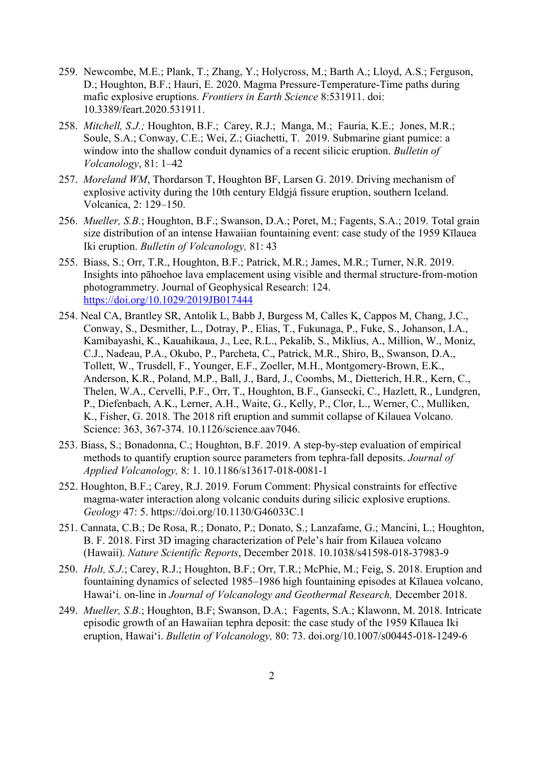259. Newcombe, M.E.; Plank, T.; Zhang, Y.; Holycross, M.; Barth A.; Lloyd, A.S.; Ferguson, D.; Houghton, B.F.; Hauri, E. 2020. Magma Pressure-Temperature-Time paths during mafic explosive eruptions. *Frontiers in Earth Science* 8:531911. doi: 10.3389/feart.2020.531911.

258. *Mitchell, S.J.;* Houghton, B.F.; Carey, R.J.; Manga, M.; Fauria, K.E.; Jones, M.R.; Soule, S.A.; Conway, C.E.; Wei, Z.; Giachetti, T. 2019. Submarine giant pumice: a window into the shallow conduit dynamics of a recent silicic eruption. *Bulletin of Volcanology*, 81: 1–42

257. *Moreland WM*, Thordarson T, Houghton BF, Larsen G. 2019. Driving mechanism of explosive activity during the 10th century Eldgjá fissure eruption, southern Iceland. Volcanica, 2: 129–150.

256. *Mueller, S.B.*; Houghton, B.F.; Swanson, D.A.; Poret, M.; Fagents, S.A.; 2019. Total grain size distribution of an intense Hawaiian fountaining event: case study of the 1959 Kīlauea Iki eruption. *Bulletin of Volcanology,* 81: 43

255. Biass, S.; Orr, T.R., Houghton, B.F.; Patrick, M.R.; James, M.R.; Turner, N.R. 2019. Insights into pāhoehoe lava emplacement using visible and thermal structure-from-motion photogrammetry. Journal of Geophysical Research: 124. https://doi.org/10.1029/2019JB017444

254. Neal CA, Brantley SR, Antolik L, Babb J, Burgess M, Calles K, Cappos M, Chang, J.C., Conway, S., Desmither, L., Dotray, P., Elias, T., Fukunaga, P., Fuke, S., Johanson, I.A., Kamibayashi, K., Kauahikaua, J., Lee, R.L., Pekalib, S., Miklius, A., Million, W., Moniz, C.J., Nadeau, P.A., Okubo, P., Parcheta, C., Patrick, M.R., Shiro, B,, Swanson, D.A., Tollett, W., Trusdell, F., Younger, E.F., Zoeller, M.H., Montgomery-Brown, E.K., Anderson, K.R., Poland, M.P., Ball, J., Bard, J., Coombs, M., Dietterich, H.R., Kern, C., Thelen, W.A., Cervelli, P.F., Orr, T., Houghton, B.F., Gansecki, C., Hazlett, R., Lundgren, P., Diefenbach, A.K., Lerner, A.H., Waite, G., Kelly, P., Clor, L., Werner, C., Mulliken, K., Fisher, G. 2018. The 2018 rift eruption and summit collapse of Kilauea Volcano. Science: 363, 367-374. 10.1126/science.aav7046.

253. Biass, S.; Bonadonna, C.; Houghton, B.F. 2019. A step-by-step evaluation of empirical methods to quantify eruption source parameters from tephra-fall deposits. *Journal of Applied Volcanology,* 8: 1. 10.1186/s13617-018-0081-1

252. Houghton, B.F.; Carey, R.J. 2019. Forum Comment: Physical constraints for effective magma-water interaction along volcanic conduits during silicic explosive eruptions. *Geology* 47: 5. https://doi.org/10.1130/G46033C.1

251. Cannata, C.B.; De Rosa, R.; Donato, P.; Donato, S.; Lanzafame, G.; Mancini, L.; Houghton, B. F. 2018. First 3D imaging characterization of Pele's hair from Kilauea volcano (Hawaii). *Nature Scientific Reports*, December 2018. 10.1038/s41598-018-37983-9

250. *Holt, S.J*.; Carey, R.J.; Houghton, B.F.; Orr, T.R.; McPhie, M.; Feig, S. 2018. Eruption and fountaining dynamics of selected 1985–1986 high fountaining episodes at Kīlauea volcano, Hawai'i. on-line in *Journal of Volcanology and Geothermal Research,* December 2018.

249. *Mueller, S.B*.; Houghton, B.F; Swanson, D.A.; Fagents, S.A.; Klawonn, M. 2018. Intricate episodic growth of an Hawaiian tephra deposit: the case study of the 1959 Kīlauea Iki eruption, Hawai'i. *Bulletin of Volcanology,* 80: 73. doi.org/10.1007/s00445-018-1249-6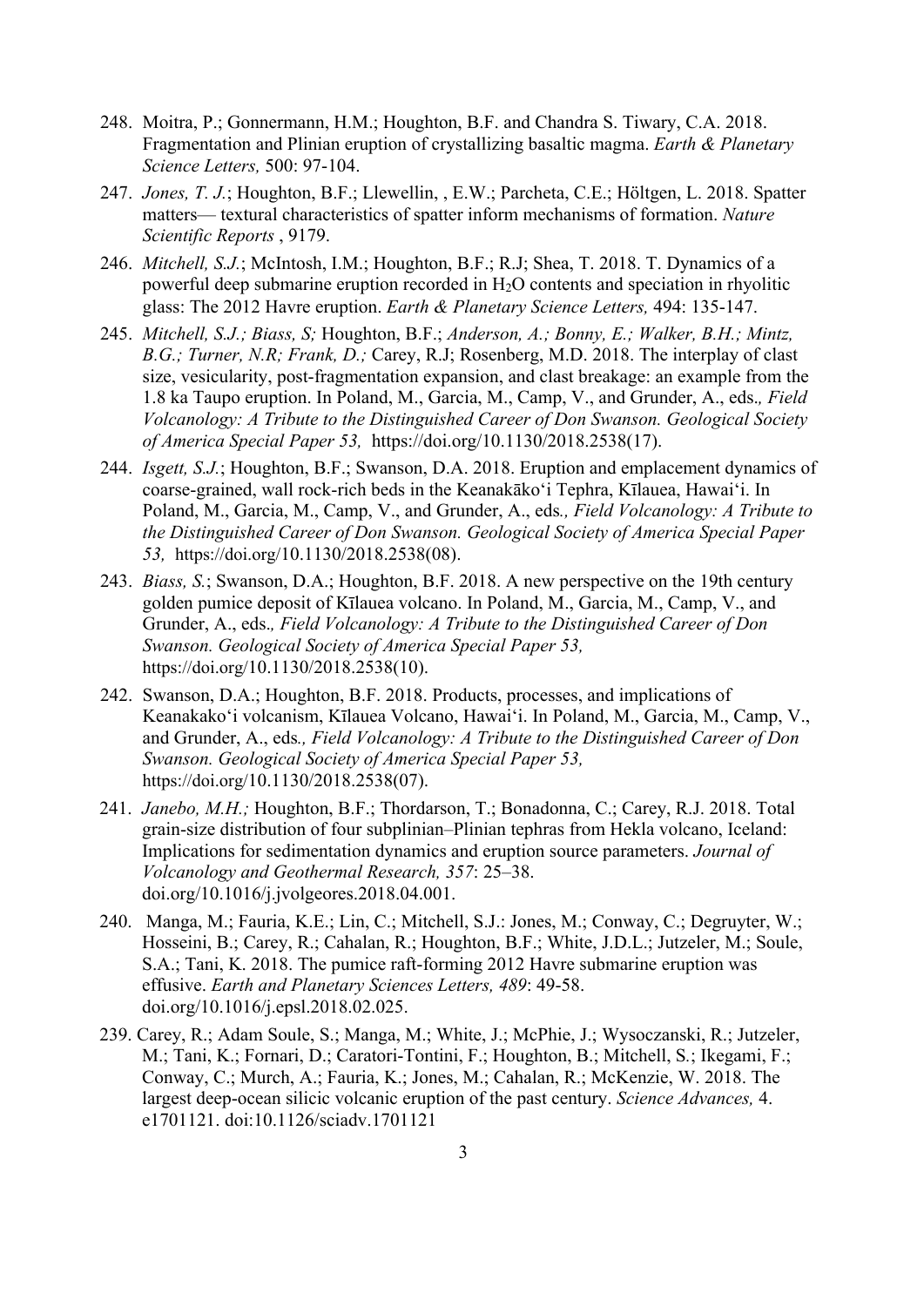248. Moitra, P.; Gonnermann, H.M.; Houghton, B.F. and Chandra S. Tiwary, C.A. 2018. Fragmentation and Plinian eruption of crystallizing basaltic magma. *Earth & Planetary Science Letters,* 500: 97-104.

247. *Jones, T. J.*; Houghton, B.F.; Llewellin, , E.W.; Parcheta, C.E.; Höltgen, L. 2018. Spatter matters— textural characteristics of spatter inform mechanisms of formation. *Nature Scientific Reports* , 9179.

246. *Mitchell, S.J.*; McIntosh, I.M.; Houghton, B.F.; R.J; Shea, T. 2018. T. Dynamics of a powerful deep submarine eruption recorded in $H_2O$ contents and speciation in rhyolitic glass: The 2012 Havre eruption. *Earth & Planetary Science Letters,* 494: 135-147.

245. *Mitchell, S.J.; Biass, S;* Houghton, B.F.; *Anderson, A.; Bonny, E.; Walker, B.H.; Mintz, B.G.; Turner, N.R; Frank, D.;* Carey, R.J; Rosenberg, M.D. 2018. The interplay of clast size, vesicularity, post-fragmentation expansion, and clast breakage: an example from the 1.8 ka Taupo eruption. In Poland, M., Garcia, M., Camp, V., and Grunder, A., eds*., Field Volcanology: A Tribute to the Distinguished Career of Don Swanson. Geological Society of America Special Paper 53,* https://doi.org/10.1130/2018.2538(17).

244. *Isgett, S.J.*; Houghton, B.F.; Swanson, D.A. 2018. Eruption and emplacement dynamics of coarse-grained, wall rock-rich beds in the Keanakāko'i Tephra, Kīlauea, Hawai'i. In Poland, M., Garcia, M., Camp, V., and Grunder, A., eds*., Field Volcanology: A Tribute to the Distinguished Career of Don Swanson. Geological Society of America Special Paper 53,* https://doi.org/10.1130/2018.2538(08).

243. *Biass, S.*; Swanson, D.A.; Houghton, B.F. 2018. A new perspective on the 19th century golden pumice deposit of Kīlauea volcano. In Poland, M., Garcia, M., Camp, V., and Grunder, A., eds*., Field Volcanology: A Tribute to the Distinguished Career of Don Swanson. Geological Society of America Special Paper 53,* https://doi.org/10.1130/2018.2538(10).

242. Swanson, D.A.; Houghton, B.F. 2018. Products, processes, and implications of Keanakako'i volcanism, Kīlauea Volcano, Hawai'i. In Poland, M., Garcia, M., Camp, V., and Grunder, A., eds*., Field Volcanology: A Tribute to the Distinguished Career of Don Swanson. Geological Society of America Special Paper 53,* https://doi.org/10.1130/2018.2538(07).

241. *Janebo, M.H.;* Houghton, B.F.; Thordarson, T.; Bonadonna, C.; Carey, R.J. 2018. Total grain-size distribution of four subplinian–Plinian tephras from Hekla volcano, Iceland: Implications for sedimentation dynamics and eruption source parameters. *Journal of Volcanology and Geothermal Research, 357*: 25–38. doi.org/10.1016/j.jvolgeores.2018.04.001.

240. Manga, M.; Fauria, K.E.; Lin, C.; Mitchell, S.J.: Jones, M.; Conway, C.; Degruyter, W.; Hosseini, B.; Carey, R.; Cahalan, R.; Houghton, B.F.; White, J.D.L.; Jutzeler, M.; Soule, S.A.; Tani, K. 2018. The pumice raft-forming 2012 Havre submarine eruption was effusive. *Earth and Planetary Sciences Letters, 489*: 49-58. doi.org/10.1016/j.epsl.2018.02.025.

239. Carey, R.; Adam Soule, S.; Manga, M.; White, J.; McPhie, J.; Wysoczanski, R.; Jutzeler, M.; Tani, K.; Fornari, D.; Caratori-Tontini, F.; Houghton, B.; Mitchell, S.; Ikegami, F.; Conway, C.; Murch, A.; Fauria, K.; Jones, M.; Cahalan, R.; McKenzie, W. 2018. The largest deep-ocean silicic volcanic eruption of the past century. *Science Advances,* 4. e1701121. doi:10.1126/sciadv.1701121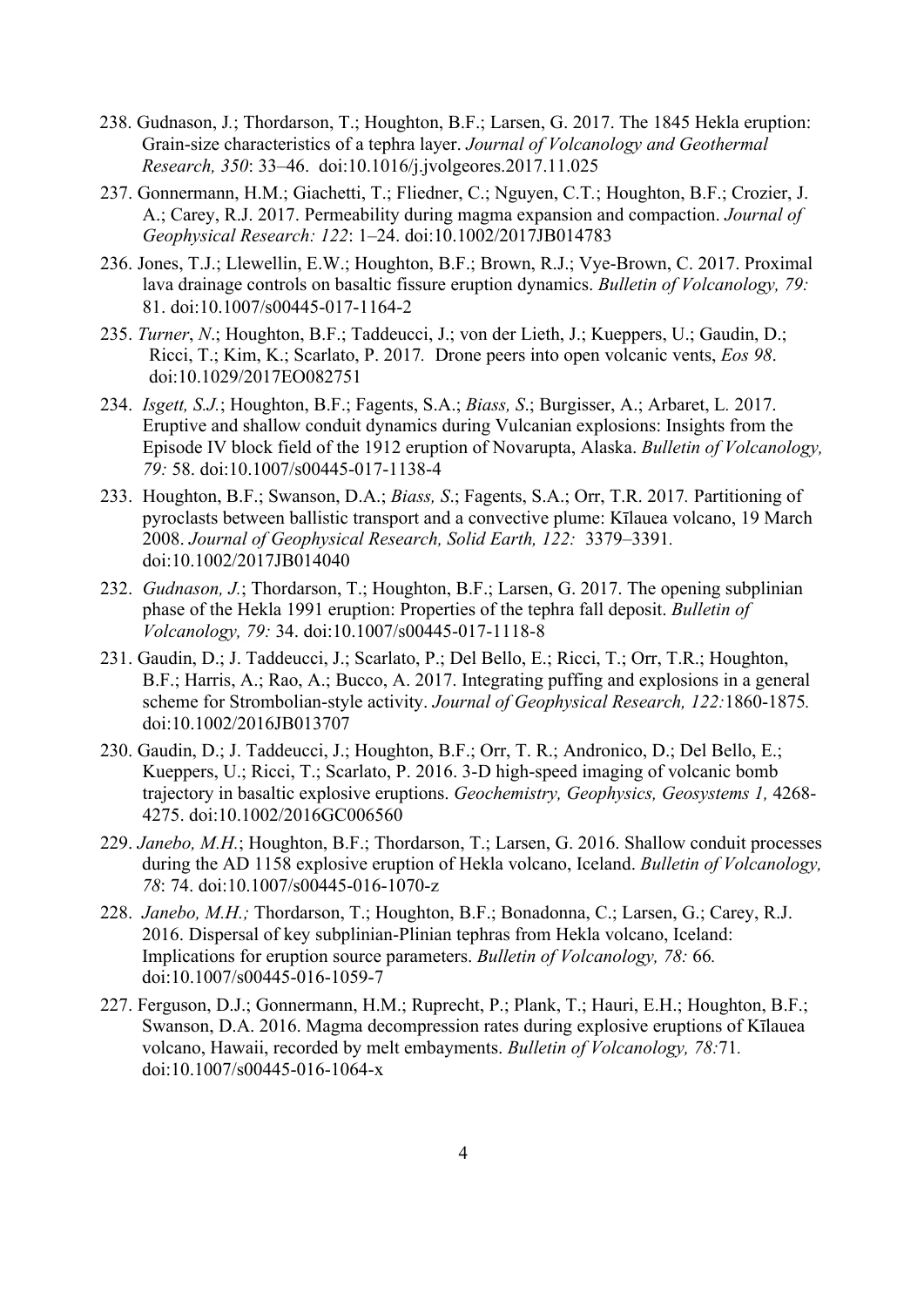238. Gudnason, J.; Thordarson, T.; Houghton, B.F.; Larsen, G. 2017. The 1845 Hekla eruption: Grain-size characteristics of a tephra layer. *Journal of Volcanology and Geothermal Research, 350*: 33–46. doi:10.1016/j.jvolgeores.2017.11.025

237. Gonnermann, H.M.; Giachetti, T.; Fliedner, C.; Nguyen, C.T.; Houghton, B.F.; Crozier, J. A.; Carey, R.J. 2017. Permeability during magma expansion and compaction. *Journal of Geophysical Research: 122*: 1–24. doi:10.1002/2017JB014783

236. Jones, T.J.; Llewellin, E.W.; Houghton, B.F.; Brown, R.J.; Vye-Brown, C. 2017. Proximal lava drainage controls on basaltic fissure eruption dynamics. *Bulletin of Volcanology, 79:* 81. doi:10.1007/s00445-017-1164-2

235. *Turner*, *N*.; Houghton, B.F.; Taddeucci, J.; von der Lieth, J.; Kueppers, U.; Gaudin, D.; Ricci, T.; Kim, K.; Scarlato, P. 2017. Drone peers into open volcanic vents, *Eos 98*. doi:10.1029/2017EO082751

234. *Isgett, S.J.*; Houghton, B.F.; Fagents, S.A.; *Biass, S*.; Burgisser, A.; Arbaret, L. 2017. Eruptive and shallow conduit dynamics during Vulcanian explosions: Insights from the Episode IV block field of the 1912 eruption of Novarupta, Alaska. *Bulletin of Volcanology, 79:* 58. doi:10.1007/s00445-017-1138-4

233. Houghton, B.F.; Swanson, D.A.; *Biass, S*.; Fagents, S.A.; Orr, T.R. 2017. Partitioning of pyroclasts between ballistic transport and a convective plume: Kīlauea volcano, 19 March 2008. *Journal of Geophysical Research, Solid Earth, 122:* 3379–3391. doi:10.1002/2017JB014040

232. *Gudnason, J.*; Thordarson, T.; Houghton, B.F.; Larsen, G. 2017. The opening subplinian phase of the Hekla 1991 eruption: Properties of the tephra fall deposit. *Bulletin of Volcanology, 79:* 34. doi:10.1007/s00445-017-1118-8

231. Gaudin, D.; J. Taddeucci, J.; Scarlato, P.; Del Bello, E.; Ricci, T.; Orr, T.R.; Houghton, B.F.; Harris, A.; Rao, A.; Bucco, A. 2017. Integrating puffing and explosions in a general scheme for Strombolian-style activity. *Journal of Geophysical Research, 122:*1860-1875. doi:10.1002/2016JB013707

230. Gaudin, D.; J. Taddeucci, J.; Houghton, B.F.; Orr, T. R.; Andronico, D.; Del Bello, E.; Kueppers, U.; Ricci, T.; Scarlato, P. 2016. 3-D high-speed imaging of volcanic bomb trajectory in basaltic explosive eruptions. *Geochemistry, Geophysics, Geosystems 1,* 4268-4275. doi:10.1002/2016GC006560

229. *Janebo, M.H.*; Houghton, B.F.; Thordarson, T.; Larsen, G. 2016. Shallow conduit processes during the AD 1158 explosive eruption of Hekla volcano, Iceland. *Bulletin of Volcanology, 78*: 74. doi:10.1007/s00445-016-1070-z

228. *Janebo, M.H.;* Thordarson, T.; Houghton, B.F.; Bonadonna, C.; Larsen, G.; Carey, R.J. 2016. Dispersal of key subplinian-Plinian tephras from Hekla volcano, Iceland: Implications for eruption source parameters. *Bulletin of Volcanology, 78:* 66. doi:10.1007/s00445-016-1059-7

227. Ferguson, D.J.; Gonnermann, H.M.; Ruprecht, P.; Plank, T.; Hauri, E.H.; Houghton, B.F.; Swanson, D.A. 2016. Magma decompression rates during explosive eruptions of Kīlauea volcano, Hawaii, recorded by melt embayments. *Bulletin of Volcanology, 78:*71. doi:10.1007/s00445-016-1064-x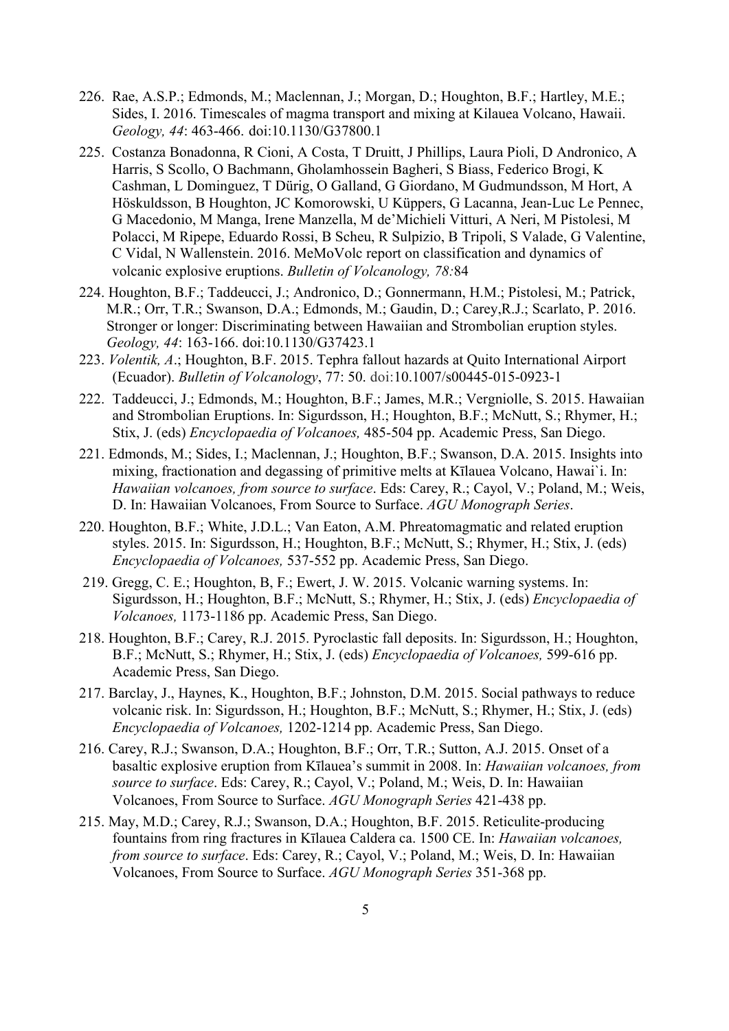226. Rae, A.S.P.; Edmonds, M.; Maclennan, J.; Morgan, D.; Houghton, B.F.; Hartley, M.E.; Sides, I. 2016. Timescales of magma transport and mixing at Kilauea Volcano, Hawaii. *Geology, 44*: 463-466. doi:10.1130/G37800.1

225. Costanza Bonadonna, R Cioni, A Costa, T Druitt, J Phillips, Laura Pioli, D Andronico, A Harris, S Scollo, O Bachmann, Gholamhossein Bagheri, S Biass, Federico Brogi, K Cashman, L Dominguez, T Dürig, O Galland, G Giordano, M Gudmundsson, M Hort, A Höskuldsson, B Houghton, JC Komorowski, U Küppers, G Lacanna, Jean-Luc Le Pennec, G Macedonio, M Manga, Irene Manzella, M de'Michieli Vitturi, A Neri, M Pistolesi, M Polacci, M Ripepe, Eduardo Rossi, B Scheu, R Sulpizio, B Tripoli, S Valade, G Valentine, C Vidal, N Wallenstein. 2016. MeMoVolc report on classification and dynamics of volcanic explosive eruptions. *Bulletin of Volcanology, 78:*84

224. Houghton, B.F.; Taddeucci, J.; Andronico, D.; Gonnermann, H.M.; Pistolesi, M.; Patrick, M.R.; Orr, T.R.; Swanson, D.A.; Edmonds, M.; Gaudin, D.; Carey,R.J.; Scarlato, P. 2016. Stronger or longer: Discriminating between Hawaiian and Strombolian eruption styles. *Geology, 44*: 163-166. doi:10.1130/G37423.1

223. *Volentik, A*.; Houghton, B.F. 2015. Tephra fallout hazards at Quito International Airport (Ecuador). *Bulletin of Volcanology*, 77: 50. doi:10.1007/s00445-015-0923-1

222. Taddeucci, J.; Edmonds, M.; Houghton, B.F.; James, M.R.; Vergniolle, S. 2015. Hawaiian and Strombolian Eruptions. In: Sigurdsson, H.; Houghton, B.F.; McNutt, S.; Rhymer, H.; Stix, J. (eds) *Encyclopaedia of Volcanoes,* 485-504 pp. Academic Press, San Diego.

221. Edmonds, M.; Sides, I.; Maclennan, J.; Houghton, B.F.; Swanson, D.A. 2015. Insights into mixing, fractionation and degassing of primitive melts at Kīlauea Volcano, Hawai`i. In: *Hawaiian volcanoes, from source to surface*. Eds: Carey, R.; Cayol, V.; Poland, M.; Weis, D. In: Hawaiian Volcanoes, From Source to Surface. *AGU Monograph Series*.

220. Houghton, B.F.; White, J.D.L.; Van Eaton, A.M. Phreatomagmatic and related eruption styles. 2015. In: Sigurdsson, H.; Houghton, B.F.; McNutt, S.; Rhymer, H.; Stix, J. (eds) *Encyclopaedia of Volcanoes,* 537-552 pp. Academic Press, San Diego.

219. Gregg, C. E.; Houghton, B, F.; Ewert, J. W. 2015. Volcanic warning systems. In: Sigurdsson, H.; Houghton, B.F.; McNutt, S.; Rhymer, H.; Stix, J. (eds) *Encyclopaedia of Volcanoes,* 1173-1186 pp. Academic Press, San Diego.

218. Houghton, B.F.; Carey, R.J. 2015. Pyroclastic fall deposits. In: Sigurdsson, H.; Houghton, B.F.; McNutt, S.; Rhymer, H.; Stix, J. (eds) *Encyclopaedia of Volcanoes,* 599-616 pp. Academic Press, San Diego.

217. Barclay, J., Haynes, K., Houghton, B.F.; Johnston, D.M. 2015. Social pathways to reduce volcanic risk. In: Sigurdsson, H.; Houghton, B.F.; McNutt, S.; Rhymer, H.; Stix, J. (eds) *Encyclopaedia of Volcanoes,* 1202-1214 pp. Academic Press, San Diego.

216. Carey, R.J.; Swanson, D.A.; Houghton, B.F.; Orr, T.R.; Sutton, A.J. 2015. Onset of a basaltic explosive eruption from Kīlauea's summit in 2008. In: *Hawaiian volcanoes, from source to surface*. Eds: Carey, R.; Cayol, V.; Poland, M.; Weis, D. In: Hawaiian Volcanoes, From Source to Surface. *AGU Monograph Series* 421-438 pp.

215. May, M.D.; Carey, R.J.; Swanson, D.A.; Houghton, B.F. 2015. Reticulite-producing fountains from ring fractures in Kīlauea Caldera ca. 1500 CE. In: *Hawaiian volcanoes, from source to surface*. Eds: Carey, R.; Cayol, V.; Poland, M.; Weis, D. In: Hawaiian Volcanoes, From Source to Surface. *AGU Monograph Series* 351-368 pp.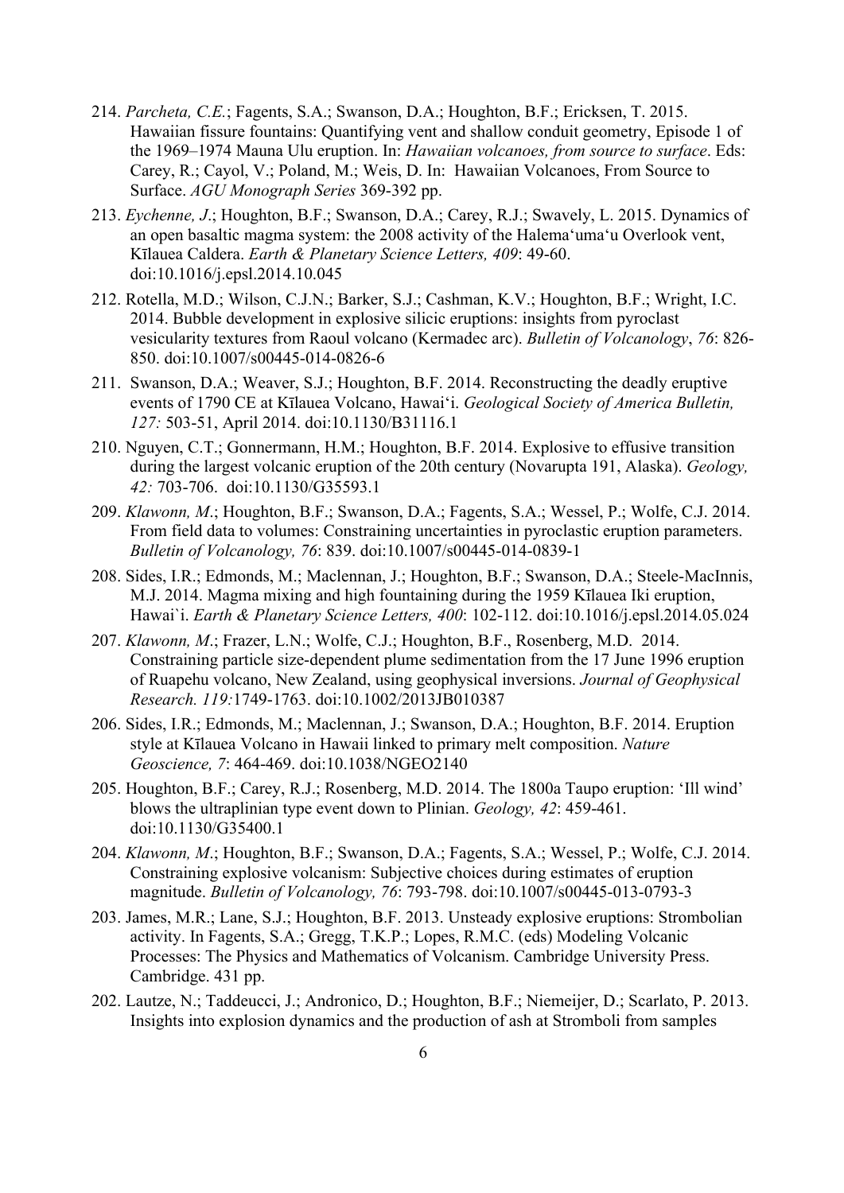214. *Parcheta, C.E.*; Fagents, S.A.; Swanson, D.A.; Houghton, B.F.; Ericksen, T. 2015. Hawaiian fissure fountains: Quantifying vent and shallow conduit geometry, Episode 1 of the 1969–1974 Mauna Ulu eruption. In: *Hawaiian volcanoes, from source to surface*. Eds: Carey, R.; Cayol, V.; Poland, M.; Weis, D. In: Hawaiian Volcanoes, From Source to Surface. *AGU Monograph Series* 369-392 pp.

213. *Eychenne, J*.; Houghton, B.F.; Swanson, D.A.; Carey, R.J.; Swavely, L. 2015. Dynamics of an open basaltic magma system: the 2008 activity of the Halemaʻumaʻu Overlook vent, Kīlauea Caldera. *Earth & Planetary Science Letters, 409*: 49-60. doi:10.1016/j.epsl.2014.10.045

212. Rotella, M.D.; Wilson, C.J.N.; Barker, S.J.; Cashman, K.V.; Houghton, B.F.; Wright, I.C. 2014. Bubble development in explosive silicic eruptions: insights from pyroclast vesicularity textures from Raoul volcano (Kermadec arc). *Bulletin of Volcanology*, *76*: 826-850. doi:10.1007/s00445-014-0826-6

211. Swanson, D.A.; Weaver, S.J.; Houghton, B.F. 2014. Reconstructing the deadly eruptive events of 1790 CE at Kīlauea Volcano, Hawaiʻi. *Geological Society of America Bulletin, 127:* 503-51, April 2014. doi:10.1130/B31116.1

210. Nguyen, C.T.; Gonnermann, H.M.; Houghton, B.F. 2014. Explosive to effusive transition during the largest volcanic eruption of the 20th century (Novarupta 191, Alaska). *Geology, 42:* 703-706. doi:10.1130/G35593.1

209. *Klawonn, M*.; Houghton, B.F.; Swanson, D.A.; Fagents, S.A.; Wessel, P.; Wolfe, C.J. 2014. From field data to volumes: Constraining uncertainties in pyroclastic eruption parameters. *Bulletin of Volcanology, 76*: 839. doi:10.1007/s00445-014-0839-1

208. Sides, I.R.; Edmonds, M.; Maclennan, J.; Houghton, B.F.; Swanson, D.A.; Steele-MacInnis, M.J. 2014. Magma mixing and high fountaining during the 1959 Kīlauea Iki eruption, Hawai`i. *Earth & Planetary Science Letters, 400*: 102-112. doi:10.1016/j.epsl.2014.05.024

207. *Klawonn, M*.; Frazer, L.N.; Wolfe, C.J.; Houghton, B.F., Rosenberg, M.D. 2014. Constraining particle size-dependent plume sedimentation from the 17 June 1996 eruption of Ruapehu volcano, New Zealand, using geophysical inversions. *Journal of Geophysical Research. 119:*1749-1763. doi:10.1002/2013JB010387

206. Sides, I.R.; Edmonds, M.; Maclennan, J.; Swanson, D.A.; Houghton, B.F. 2014. Eruption style at Kīlauea Volcano in Hawaii linked to primary melt composition. *Nature Geoscience, 7*: 464-469. doi:10.1038/NGEO2140

205. Houghton, B.F.; Carey, R.J.; Rosenberg, M.D. 2014. The 1800a Taupo eruption: 'Ill wind' blows the ultraplinian type event down to Plinian. *Geology, 42*: 459-461. doi:10.1130/G35400.1

204. *Klawonn, M*.; Houghton, B.F.; Swanson, D.A.; Fagents, S.A.; Wessel, P.; Wolfe, C.J. 2014. Constraining explosive volcanism: Subjective choices during estimates of eruption magnitude. *Bulletin of Volcanology, 76*: 793-798. doi:10.1007/s00445-013-0793-3

203. James, M.R.; Lane, S.J.; Houghton, B.F. 2013. Unsteady explosive eruptions: Strombolian activity. In Fagents, S.A.; Gregg, T.K.P.; Lopes, R.M.C. (eds) Modeling Volcanic Processes: The Physics and Mathematics of Volcanism. Cambridge University Press. Cambridge. 431 pp.

202. Lautze, N.; Taddeucci, J.; Andronico, D.; Houghton, B.F.; Niemeijer, D.; Scarlato, P. 2013. Insights into explosion dynamics and the production of ash at Stromboli from samples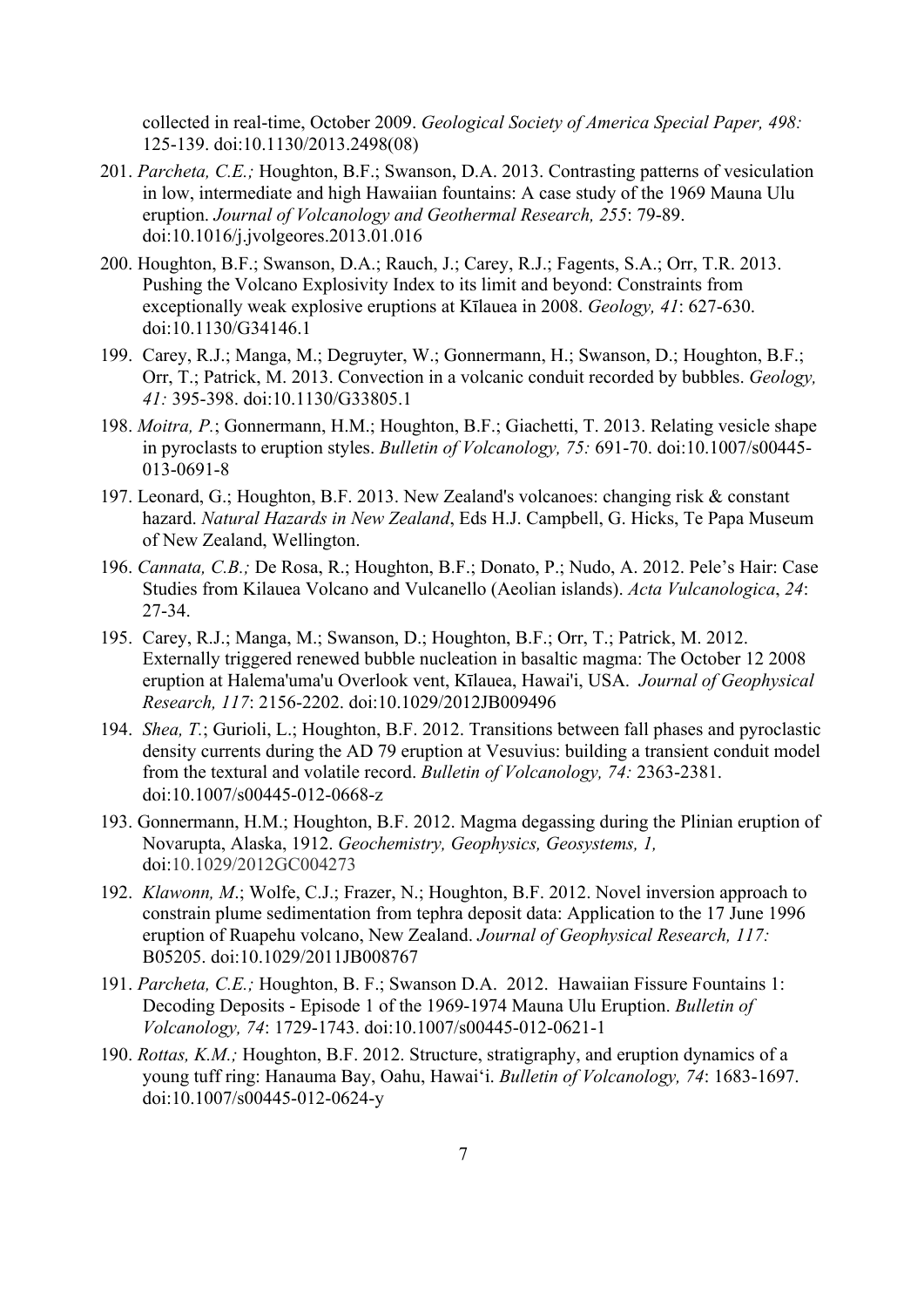collected in real-time, October 2009. *Geological Society of America Special Paper, 498:* 125-139. doi:10.1130/2013.2498(08)

201. *Parcheta, C.E.;* Houghton, B.F.; Swanson, D.A. 2013. Contrasting patterns of vesiculation in low, intermediate and high Hawaiian fountains: A case study of the 1969 Mauna Ulu eruption. *Journal of Volcanology and Geothermal Research, 255*: 79-89. doi:10.1016/j.jvolgeores.2013.01.016

200. Houghton, B.F.; Swanson, D.A.; Rauch, J.; Carey, R.J.; Fagents, S.A.; Orr, T.R. 2013. Pushing the Volcano Explosivity Index to its limit and beyond: Constraints from exceptionally weak explosive eruptions at Kīlauea in 2008. *Geology, 41*: 627-630. doi:10.1130/G34146.1

199. Carey, R.J.; Manga, M.; Degruyter, W.; Gonnermann, H.; Swanson, D.; Houghton, B.F.; Orr, T.; Patrick, M. 2013. Convection in a volcanic conduit recorded by bubbles. *Geology, 41:* 395-398. doi:10.1130/G33805.1

198. *Moitra, P.*; Gonnermann, H.M.; Houghton, B.F.; Giachetti, T. 2013. Relating vesicle shape in pyroclasts to eruption styles. *Bulletin of Volcanology, 75:* 691-70. doi:10.1007/s00445-013-0691-8

197. Leonard, G.; Houghton, B.F. 2013. New Zealand's volcanoes: changing risk & constant hazard. *Natural Hazards in New Zealand*, Eds H.J. Campbell, G. Hicks, Te Papa Museum of New Zealand, Wellington.

196. *Cannata, C.B.;* De Rosa, R.; Houghton, B.F.; Donato, P.; Nudo, A. 2012. Pele's Hair: Case Studies from Kilauea Volcano and Vulcanello (Aeolian islands). *Acta Vulcanologica*, *24*: 27-34.

195. Carey, R.J.; Manga, M.; Swanson, D.; Houghton, B.F.; Orr, T.; Patrick, M. 2012. Externally triggered renewed bubble nucleation in basaltic magma: The October 12 2008 eruption at Halema'uma'u Overlook vent, Kīlauea, Hawai'i, USA. *Journal of Geophysical Research, 117*: 2156-2202. doi:10.1029/2012JB009496

194. *Shea, T.*; Gurioli, L.; Houghton, B.F. 2012. Transitions between fall phases and pyroclastic density currents during the AD 79 eruption at Vesuvius: building a transient conduit model from the textural and volatile record. *Bulletin of Volcanology, 74:* 2363-2381. doi:10.1007/s00445-012-0668-z

193. Gonnermann, H.M.; Houghton, B.F. 2012. Magma degassing during the Plinian eruption of Novarupta, Alaska, 1912. *Geochemistry, Geophysics, Geosystems, 1,* doi:10.1029/2012GC004273

192. *Klawonn, M.*; Wolfe, C.J.; Frazer, N.; Houghton, B.F. 2012. Novel inversion approach to constrain plume sedimentation from tephra deposit data: Application to the 17 June 1996 eruption of Ruapehu volcano, New Zealand. *Journal of Geophysical Research, 117:* B05205. doi:10.1029/2011JB008767

191. *Parcheta, C.E.;* Houghton, B. F.; Swanson D.A. 2012. Hawaiian Fissure Fountains 1: Decoding Deposits - Episode 1 of the 1969-1974 Mauna Ulu Eruption. *Bulletin of Volcanology, 74*: 1729-1743. doi:10.1007/s00445-012-0621-1

190. *Rottas, K.M.;* Houghton, B.F. 2012. Structure, stratigraphy, and eruption dynamics of a young tuff ring: Hanauma Bay, Oahu, Hawai'i. *Bulletin of Volcanology, 74*: 1683-1697. doi:10.1007/s00445-012-0624-y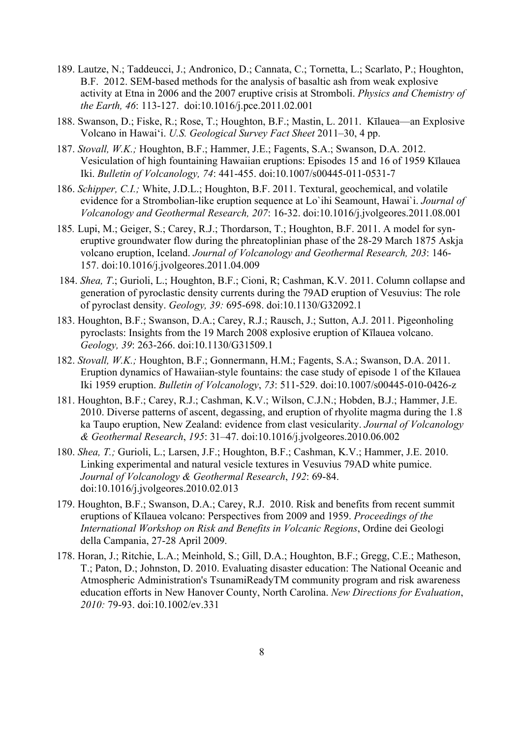189. Lautze, N.; Taddeucci, J.; Andronico, D.; Cannata, C.; Tornetta, L.; Scarlato, P.; Houghton, B.F. 2012. SEM-based methods for the analysis of basaltic ash from weak explosive activity at Etna in 2006 and the 2007 eruptive crisis at Stromboli. *Physics and Chemistry of the Earth, 46*: 113-127. doi:10.1016/j.pce.2011.02.001

188. Swanson, D.; Fiske, R.; Rose, T.; Houghton, B.F.; Mastin, L. 2011. Kīlauea—an Explosive Volcano in Hawaiʻi. *U.S. Geological Survey Fact Sheet* 2011–30, 4 pp.

187. *Stovall, W.K.;* Houghton, B.F.; Hammer, J.E.; Fagents, S.A.; Swanson, D.A. 2012. Vesiculation of high fountaining Hawaiian eruptions: Episodes 15 and 16 of 1959 Kīlauea Iki. *Bulletin of Volcanology, 74*: 441-455. doi:10.1007/s00445-011-0531-7

186. *Schipper, C.I.;* White, J.D.L.; Houghton, B.F. 2011. Textural, geochemical, and volatile evidence for a Strombolian-like eruption sequence at Lo`ihi Seamount, Hawai`i. *Journal of Volcanology and Geothermal Research, 207*: 16-32. doi:10.1016/j.jvolgeores.2011.08.001

185. Lupi, M.; Geiger, S.; Carey, R.J.; Thordarson, T.; Houghton, B.F. 2011. A model for syn-eruptive groundwater flow during the phreatoplinian phase of the 28-29 March 1875 Askja volcano eruption, Iceland. *Journal of Volcanology and Geothermal Research, 203*: 146-157. doi:10.1016/j.jvolgeores.2011.04.009

184. *Shea, T*.; Gurioli, L.; Houghton, B.F.; Cioni, R; Cashman, K.V. 2011. Column collapse and generation of pyroclastic density currents during the 79AD eruption of Vesuvius: The role of pyroclast density. *Geology, 39:* 695-698. doi:10.1130/G32092.1

183. Houghton, B.F.; Swanson, D.A.; Carey, R.J.; Rausch, J.; Sutton, A.J. 2011. Pigeonholing pyroclasts: Insights from the 19 March 2008 explosive eruption of Kīlauea volcano. *Geology, 39*: 263-266. doi:10.1130/G31509.1

182. *Stovall, W.K.;* Houghton, B.F.; Gonnermann, H.M.; Fagents, S.A.; Swanson, D.A. 2011. Eruption dynamics of Hawaiian-style fountains: the case study of episode 1 of the Kīlauea Iki 1959 eruption. *Bulletin of Volcanology*, *73*: 511-529. doi:10.1007/s00445-010-0426-z

181. Houghton, B.F.; Carey, R.J.; Cashman, K.V.; Wilson, C.J.N.; Hobden, B.J.; Hammer, J.E. 2010. Diverse patterns of ascent, degassing, and eruption of rhyolite magma during the 1.8 ka Taupo eruption, New Zealand: evidence from clast vesicularity. *Journal of Volcanology & Geothermal Research*, *195*: 31–47. doi:10.1016/j.jvolgeores.2010.06.002

180. *Shea, T.;* Gurioli, L.; Larsen, J.F.; Houghton, B.F.; Cashman, K.V.; Hammer, J.E. 2010. Linking experimental and natural vesicle textures in Vesuvius 79AD white pumice. *Journal of Volcanology & Geothermal Research*, *192*: 69-84. doi:10.1016/j.jvolgeores.2010.02.013

179. Houghton, B.F.; Swanson, D.A.; Carey, R.J. 2010. Risk and benefits from recent summit eruptions of Kīlauea volcano: Perspectives from 2009 and 1959. *Proceedings of the International Workshop on Risk and Benefits in Volcanic Regions*, Ordine dei Geologi della Campania, 27-28 April 2009.

178. Horan, J.; Ritchie, L.A.; Meinhold, S.; Gill, D.A.; Houghton, B.F.; Gregg, C.E.; Matheson, T.; Paton, D.; Johnston, D. 2010. Evaluating disaster education: The National Oceanic and Atmospheric Administration's TsunamiReadyTM community program and risk awareness education efforts in New Hanover County, North Carolina. *New Directions for Evaluation*, *2010:* 79-93. doi:10.1002/ev.331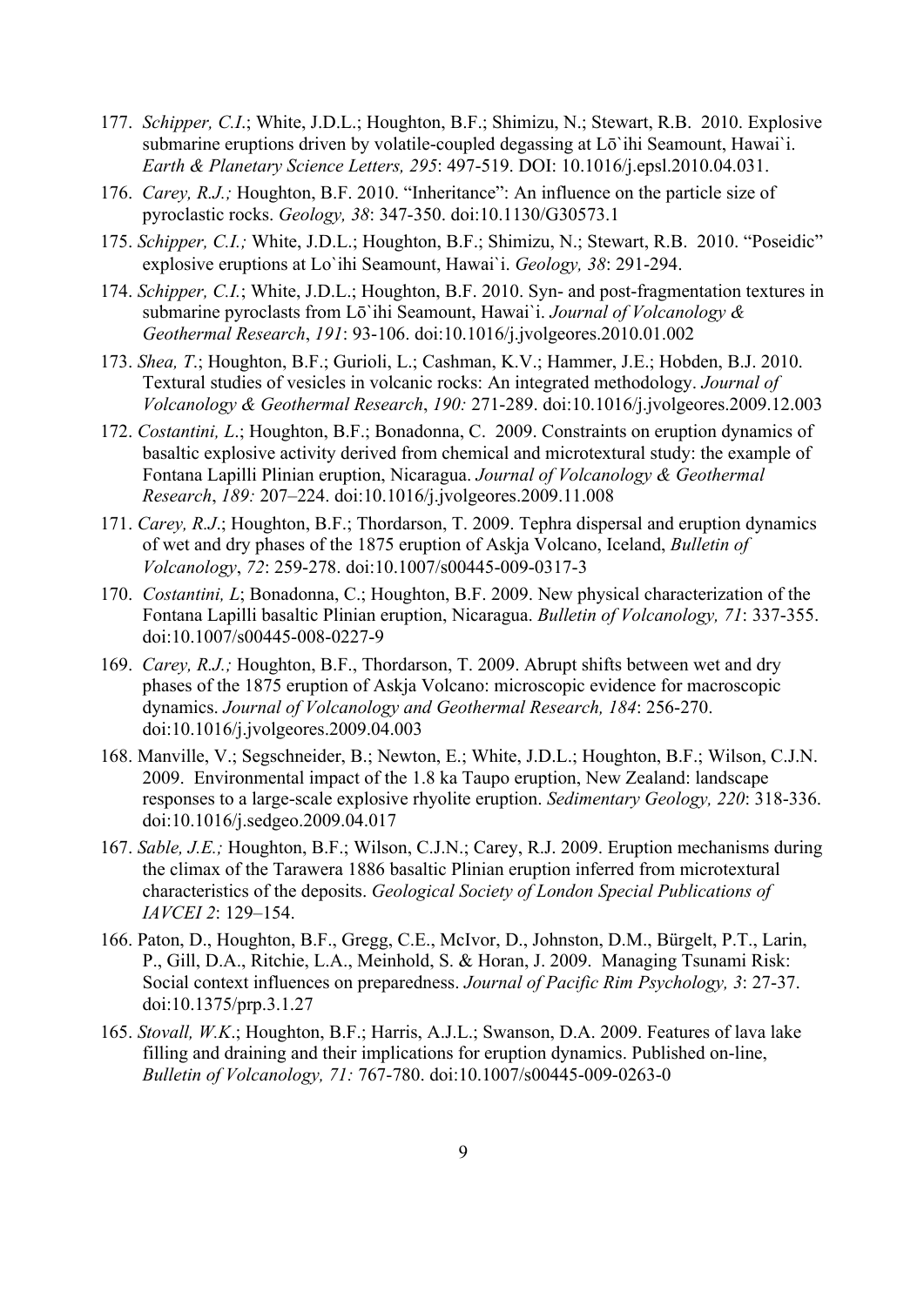177. *Schipper, C.I.*; White, J.D.L.; Houghton, B.F.; Shimizu, N.; Stewart, R.B. 2010. Explosive submarine eruptions driven by volatile-coupled degassing at Lō`ihi Seamount, Hawai`i. *Earth & Planetary Science Letters, 295*: 497-519. DOI: 10.1016/j.epsl.2010.04.031.

176. *Carey, R.J.;* Houghton, B.F. 2010. "Inheritance": An influence on the particle size of pyroclastic rocks. *Geology, 38*: 347-350. doi:10.1130/G30573.1

175. *Schipper, C.I.;* White, J.D.L.; Houghton, B.F.; Shimizu, N.; Stewart, R.B. 2010. "Poseidic" explosive eruptions at Lo`ihi Seamount, Hawai`i. *Geology, 38*: 291-294.

174. *Schipper, C.I.*; White, J.D.L.; Houghton, B.F. 2010. Syn- and post-fragmentation textures in submarine pyroclasts from Lō`ihi Seamount, Hawai`i. *Journal of Volcanology & Geothermal Research*, *191*: 93-106. doi:10.1016/j.jvolgeores.2010.01.002

173. *Shea, T*.; Houghton, B.F.; Gurioli, L.; Cashman, K.V.; Hammer, J.E.; Hobden, B.J. 2010. Textural studies of vesicles in volcanic rocks: An integrated methodology. *Journal of Volcanology & Geothermal Research*, *190:* 271-289. doi:10.1016/j.jvolgeores.2009.12.003

172. *Costantini, L*.; Houghton, B.F.; Bonadonna, C. 2009. Constraints on eruption dynamics of basaltic explosive activity derived from chemical and microtextural study: the example of Fontana Lapilli Plinian eruption, Nicaragua. *Journal of Volcanology & Geothermal Research*, *189:* 207–224. doi:10.1016/j.jvolgeores.2009.11.008

171. *Carey, R.J*.; Houghton, B.F.; Thordarson, T. 2009. Tephra dispersal and eruption dynamics of wet and dry phases of the 1875 eruption of Askja Volcano, Iceland, *Bulletin of Volcanology*, *72*: 259-278. doi:10.1007/s00445-009-0317-3

170. *Costantini, L*; Bonadonna, C.; Houghton, B.F. 2009. New physical characterization of the Fontana Lapilli basaltic Plinian eruption, Nicaragua. *Bulletin of Volcanology, 71*: 337-355. doi:10.1007/s00445-008-0227-9

169. *Carey, R.J.;* Houghton, B.F., Thordarson, T. 2009. Abrupt shifts between wet and dry phases of the 1875 eruption of Askja Volcano: microscopic evidence for macroscopic dynamics. *Journal of Volcanology and Geothermal Research, 184*: 256-270. doi:10.1016/j.jvolgeores.2009.04.003

168. Manville, V.; Segschneider, B.; Newton, E.; White, J.D.L.; Houghton, B.F.; Wilson, C.J.N. 2009. Environmental impact of the 1.8 ka Taupo eruption, New Zealand: landscape responses to a large-scale explosive rhyolite eruption. *Sedimentary Geology, 220*: 318-336. doi:10.1016/j.sedgeo.2009.04.017

167. *Sable, J.E.;* Houghton, B.F.; Wilson, C.J.N.; Carey, R.J. 2009. Eruption mechanisms during the climax of the Tarawera 1886 basaltic Plinian eruption inferred from microtextural characteristics of the deposits. *Geological Society of London Special Publications of IAVCEI 2*: 129–154.

166. Paton, D., Houghton, B.F., Gregg, C.E., McIvor, D., Johnston, D.M., Bürgelt, P.T., Larin, P., Gill, D.A., Ritchie, L.A., Meinhold, S. & Horan, J. 2009. Managing Tsunami Risk: Social context influences on preparedness. *Journal of Pacific Rim Psychology, 3*: 27-37. doi:10.1375/prp.3.1.27

165. *Stovall, W.K*.; Houghton, B.F.; Harris, A.J.L.; Swanson, D.A. 2009. Features of lava lake filling and draining and their implications for eruption dynamics. Published on-line, *Bulletin of Volcanology, 71:* 767-780. doi:10.1007/s00445-009-0263-0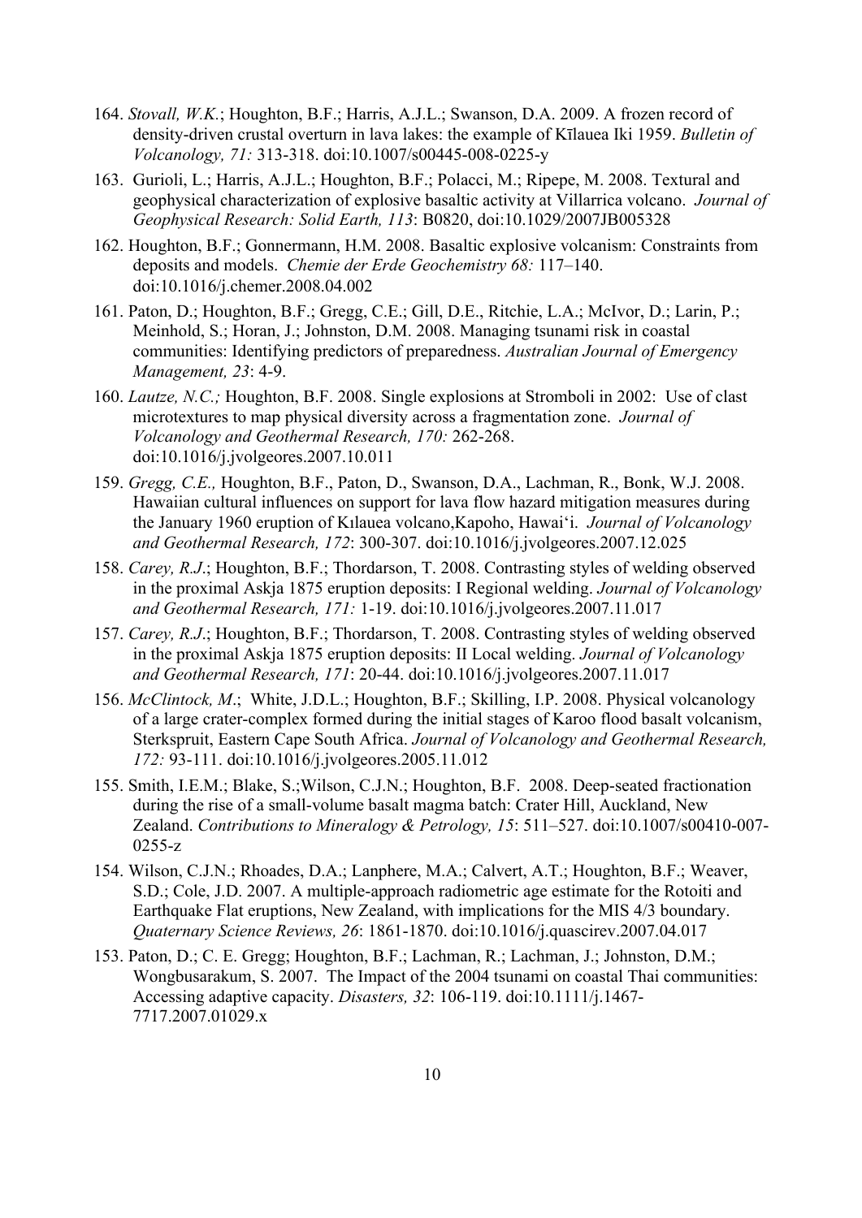164. *Stovall, W.K.*; Houghton, B.F.; Harris, A.J.L.; Swanson, D.A. 2009. A frozen record of density-driven crustal overturn in lava lakes: the example of Kīlauea Iki 1959. *Bulletin of Volcanology, 71:* 313-318. doi:10.1007/s00445-008-0225-y

163. Gurioli, L.; Harris, A.J.L.; Houghton, B.F.; Polacci, M.; Ripepe, M. 2008. Textural and geophysical characterization of explosive basaltic activity at Villarrica volcano. *Journal of Geophysical Research: Solid Earth, 113*: B0820, doi:10.1029/2007JB005328

162. Houghton, B.F.; Gonnermann, H.M. 2008. Basaltic explosive volcanism: Constraints from deposits and models. *Chemie der Erde Geochemistry 68:* 117–140. doi:10.1016/j.chemer.2008.04.002

161. Paton, D.; Houghton, B.F.; Gregg, C.E.; Gill, D.E., Ritchie, L.A.; McIvor, D.; Larin, P.; Meinhold, S.; Horan, J.; Johnston, D.M. 2008. Managing tsunami risk in coastal communities: Identifying predictors of preparedness. *Australian Journal of Emergency Management, 23*: 4-9.

160. *Lautze, N.C.;* Houghton, B.F. 2008. Single explosions at Stromboli in 2002: Use of clast microtextures to map physical diversity across a fragmentation zone. *Journal of Volcanology and Geothermal Research, 170:* 262-268. doi:10.1016/j.jvolgeores.2007.10.011

159. *Gregg, C.E.,* Houghton, B.F., Paton, D., Swanson, D.A., Lachman, R., Bonk, W.J. 2008. Hawaiian cultural influences on support for lava flow hazard mitigation measures during the January 1960 eruption of Kılauea volcano,Kapoho, Hawai'i. *Journal of Volcanology and Geothermal Research, 172*: 300-307. doi:10.1016/j.jvolgeores.2007.12.025

158. *Carey, R.J*.; Houghton, B.F.; Thordarson, T. 2008. Contrasting styles of welding observed in the proximal Askja 1875 eruption deposits: I Regional welding. *Journal of Volcanology and Geothermal Research, 171:* 1-19. doi:10.1016/j.jvolgeores.2007.11.017

157. *Carey, R.J*.; Houghton, B.F.; Thordarson, T. 2008. Contrasting styles of welding observed in the proximal Askja 1875 eruption deposits: II Local welding. *Journal of Volcanology and Geothermal Research, 171*: 20-44. doi:10.1016/j.jvolgeores.2007.11.017

156. *McClintock, M*.; White, J.D.L.; Houghton, B.F.; Skilling, I.P. 2008. Physical volcanology of a large crater-complex formed during the initial stages of Karoo flood basalt volcanism, Sterkspruit, Eastern Cape South Africa. *Journal of Volcanology and Geothermal Research, 172:* 93-111. doi:10.1016/j.jvolgeores.2005.11.012

155. Smith, I.E.M.; Blake, S.;Wilson, C.J.N.; Houghton, B.F. 2008. Deep-seated fractionation during the rise of a small-volume basalt magma batch: Crater Hill, Auckland, New Zealand. *Contributions to Mineralogy & Petrology, 15*: 511–527. doi:10.1007/s00410-007-0255-z

154. Wilson, C.J.N.; Rhoades, D.A.; Lanphere, M.A.; Calvert, A.T.; Houghton, B.F.; Weaver, S.D.; Cole, J.D. 2007. A multiple-approach radiometric age estimate for the Rotoiti and Earthquake Flat eruptions, New Zealand, with implications for the MIS 4/3 boundary. *Quaternary Science Reviews, 26*: 1861-1870. doi:10.1016/j.quascirev.2007.04.017

153. Paton, D.; C. E. Gregg; Houghton, B.F.; Lachman, R.; Lachman, J.; Johnston, D.M.; Wongbusarakum, S. 2007. The Impact of the 2004 tsunami on coastal Thai communities: Accessing adaptive capacity. *Disasters, 32*: 106-119. doi:10.1111/j.1467-7717.2007.01029.x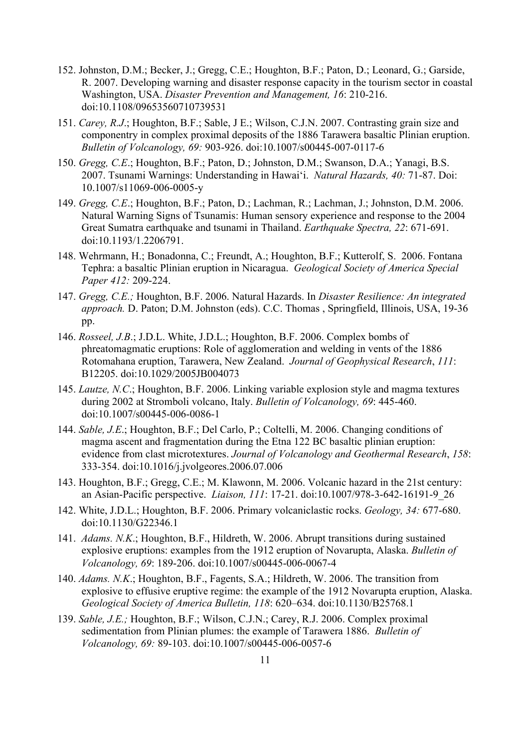152. Johnston, D.M.; Becker, J.; Gregg, C.E.; Houghton, B.F.; Paton, D.; Leonard, G.; Garside, R. 2007. Developing warning and disaster response capacity in the tourism sector in coastal Washington, USA. *Disaster Prevention and Management, 16*: 210-216. doi:10.1108/09653560710739531

151. *Carey, R.J.*; Houghton, B.F.; Sable, J E.; Wilson, C.J.N. 2007. Contrasting grain size and componentry in complex proximal deposits of the 1886 Tarawera basaltic Plinian eruption. *Bulletin of Volcanology, 69:* 903-926. doi:10.1007/s00445-007-0117-6

150. *Gregg, C.E.*; Houghton, B.F.; Paton, D.; Johnston, D.M.; Swanson, D.A.; Yanagi, B.S. 2007. Tsunami Warnings: Understanding in Hawai'i. *Natural Hazards, 40:* 71-87. Doi: 10.1007/s11069-006-0005-y

149. *Gregg, C.E.*; Houghton, B.F.; Paton, D.; Lachman, R.; Lachman, J.; Johnston, D.M. 2006. Natural Warning Signs of Tsunamis: Human sensory experience and response to the 2004 Great Sumatra earthquake and tsunami in Thailand. *Earthquake Spectra, 22*: 671-691. doi:10.1193/1.2206791.

148. Wehrmann, H.; Bonadonna, C.; Freundt, A.; Houghton, B.F.; Kutterolf, S. 2006. Fontana Tephra: a basaltic Plinian eruption in Nicaragua. *Geological Society of America Special Paper 412:* 209-224.

147. *Gregg, C.E.;* Houghton, B.F. 2006. Natural Hazards. In *Disaster Resilience: An integrated approach.* D. Paton; D.M. Johnston (eds). C.C. Thomas , Springfield, Illinois, USA, 19-36 pp.

146. *Rosseel, J.B*.; J.D.L. White, J.D.L.; Houghton, B.F. 2006. Complex bombs of phreatomagmatic eruptions: Role of agglomeration and welding in vents of the 1886 Rotomahana eruption, Tarawera, New Zealand. *Journal of Geophysical Research*, *111*: B12205. doi:10.1029/2005JB004073

145. *Lautze, N.C*.; Houghton, B.F. 2006. Linking variable explosion style and magma textures during 2002 at Stromboli volcano, Italy. *Bulletin of Volcanology, 69*: 445-460. doi:10.1007/s00445-006-0086-1

144. *Sable, J.E*.; Houghton, B.F.; Del Carlo, P.; Coltelli, M. 2006. Changing conditions of magma ascent and fragmentation during the Etna 122 BC basaltic plinian eruption: evidence from clast microtextures. *Journal of Volcanology and Geothermal Research*, *158*: 333-354. doi:10.1016/j.jvolgeores.2006.07.006

143. Houghton, B.F.; Gregg, C.E.; M. Klawonn, M. 2006. Volcanic hazard in the 21st century: an Asian-Pacific perspective. *Liaison, 111*: 17-21. doi:10.1007/978-3-642-16191-9_26

142. White, J.D.L.; Houghton, B.F. 2006. Primary volcaniclastic rocks. *Geology, 34:* 677-680. doi:10.1130/G22346.1

141. *Adams. N.K*.; Houghton, B.F., Hildreth, W. 2006. Abrupt transitions during sustained explosive eruptions: examples from the 1912 eruption of Novarupta, Alaska. *Bulletin of Volcanology, 69*: 189-206. doi:10.1007/s00445-006-0067-4

140. *Adams. N.K*.; Houghton, B.F., Fagents, S.A.; Hildreth, W. 2006. The transition from explosive to effusive eruptive regime: the example of the 1912 Novarupta eruption, Alaska. *Geological Society of America Bulletin, 118*: 620–634. doi:10.1130/B25768.1

139. *Sable, J.E.;* Houghton, B.F.; Wilson, C.J.N.; Carey, R.J. 2006. Complex proximal sedimentation from Plinian plumes: the example of Tarawera 1886. *Bulletin of Volcanology, 69:* 89-103. doi:10.1007/s00445-006-0057-6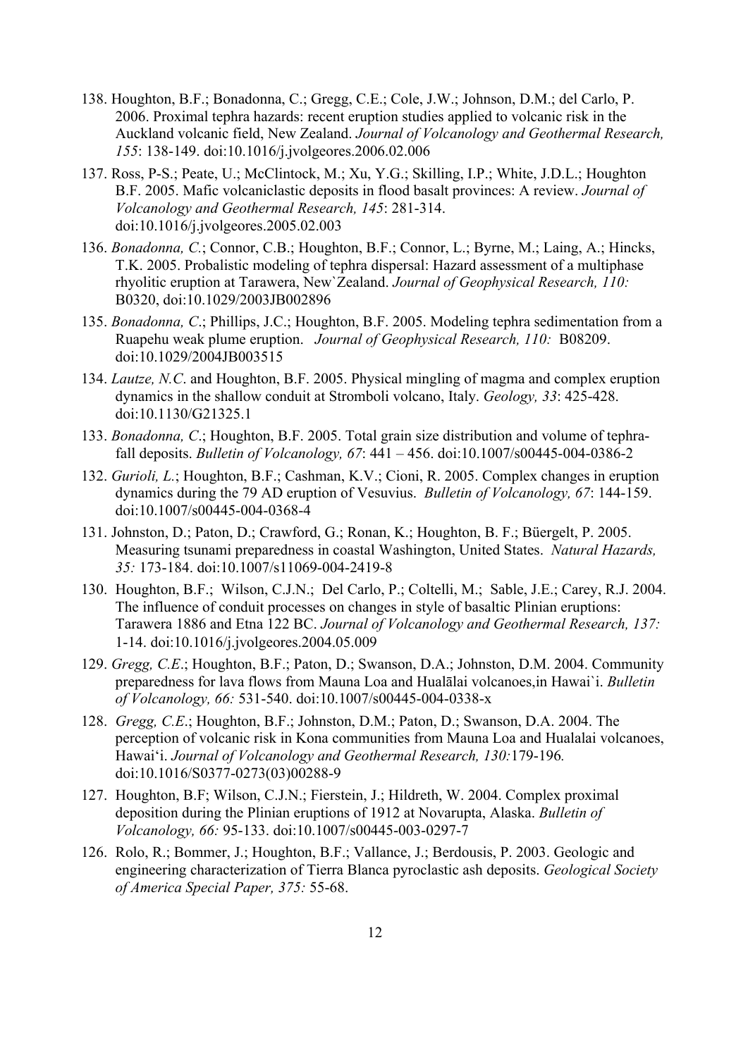138. Houghton, B.F.; Bonadonna, C.; Gregg, C.E.; Cole, J.W.; Johnson, D.M.; del Carlo, P. 2006. Proximal tephra hazards: recent eruption studies applied to volcanic risk in the Auckland volcanic field, New Zealand. *Journal of Volcanology and Geothermal Research, 155*: 138-149. doi:10.1016/j.jvolgeores.2006.02.006

137. Ross, P-S.; Peate, U.; McClintock, M.; Xu, Y.G.; Skilling, I.P.; White, J.D.L.; Houghton B.F. 2005. Mafic volcaniclastic deposits in flood basalt provinces: A review. *Journal of Volcanology and Geothermal Research, 145*: 281-314. doi:10.1016/j.jvolgeores.2005.02.003

136. *Bonadonna, C.*; Connor, C.B.; Houghton, B.F.; Connor, L.; Byrne, M.; Laing, A.; Hincks, T.K. 2005. Probalistic modeling of tephra dispersal: Hazard assessment of a multiphase rhyolitic eruption at Tarawera, New`Zealand. *Journal of Geophysical Research, 110:* B0320, doi:10.1029/2003JB002896

135. *Bonadonna, C*.; Phillips, J.C.; Houghton, B.F. 2005. Modeling tephra sedimentation from a Ruapehu weak plume eruption. *Journal of Geophysical Research, 110:* B08209. doi:10.1029/2004JB003515

134. *Lautze, N.C*. and Houghton, B.F. 2005. Physical mingling of magma and complex eruption dynamics in the shallow conduit at Stromboli volcano, Italy. *Geology, 33*: 425-428. doi:10.1130/G21325.1

133. *Bonadonna, C*.; Houghton, B.F. 2005. Total grain size distribution and volume of tephra-fall deposits. *Bulletin of Volcanology, 67*: 441 – 456. doi:10.1007/s00445-004-0386-2

132. *Gurioli, L.*; Houghton, B.F.; Cashman, K.V.; Cioni, R. 2005. Complex changes in eruption dynamics during the 79 AD eruption of Vesuvius. *Bulletin of Volcanology, 67*: 144-159. doi:10.1007/s00445-004-0368-4

131. Johnston, D.; Paton, D.; Crawford, G.; Ronan, K.; Houghton, B. F.; Büergelt, P. 2005. Measuring tsunami preparedness in coastal Washington, United States. *Natural Hazards, 35:* 173-184. doi:10.1007/s11069-004-2419-8

130. Houghton, B.F.; Wilson, C.J.N.; Del Carlo, P.; Coltelli, M.; Sable, J.E.; Carey, R.J. 2004. The influence of conduit processes on changes in style of basaltic Plinian eruptions: Tarawera 1886 and Etna 122 BC. *Journal of Volcanology and Geothermal Research, 137:* 1-14. doi:10.1016/j.jvolgeores.2004.05.009

129. *Gregg, C.E*.; Houghton, B.F.; Paton, D.; Swanson, D.A.; Johnston, D.M. 2004. Community preparedness for lava flows from Mauna Loa and Hualālai volcanoes,in Hawai`i. *Bulletin of Volcanology, 66:* 531-540. doi:10.1007/s00445-004-0338-x

128. *Gregg, C.E*.; Houghton, B.F.; Johnston, D.M.; Paton, D.; Swanson, D.A. 2004. The perception of volcanic risk in Kona communities from Mauna Loa and Hualalai volcanoes, Hawai'i. *Journal of Volcanology and Geothermal Research, 130:*179-196*.* doi:10.1016/S0377-0273(03)00288-9

127. Houghton, B.F; Wilson, C.J.N.; Fierstein, J.; Hildreth, W. 2004. Complex proximal deposition during the Plinian eruptions of 1912 at Novarupta, Alaska. *Bulletin of Volcanology, 66:* 95-133. doi:10.1007/s00445-003-0297-7

126. Rolo, R.; Bommer, J.; Houghton, B.F.; Vallance, J.; Berdousis, P. 2003. Geologic and engineering characterization of Tierra Blanca pyroclastic ash deposits. *Geological Society of America Special Paper, 375:* 55-68.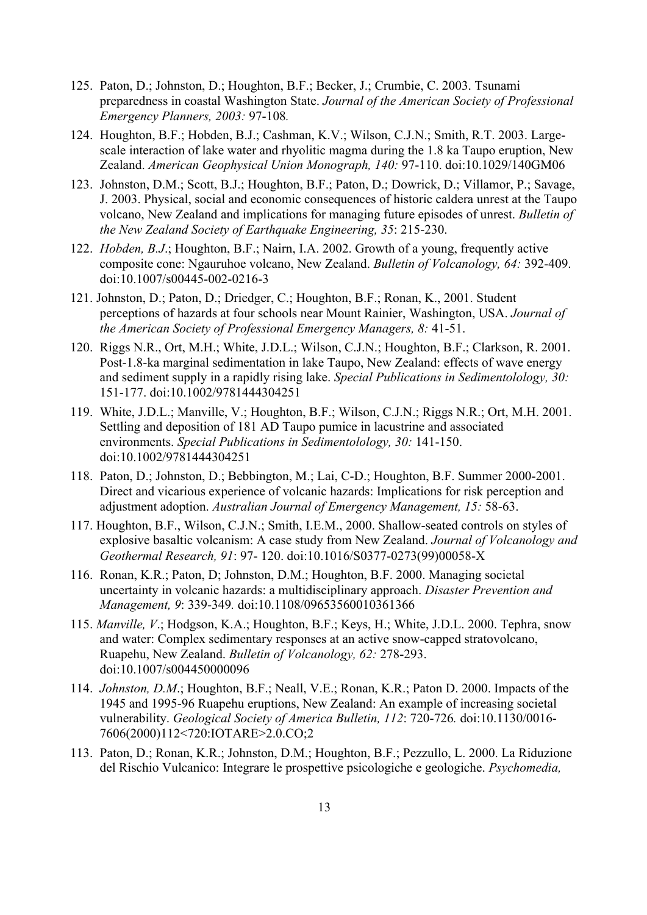125. Paton, D.; Johnston, D.; Houghton, B.F.; Becker, J.; Crumbie, C. 2003. Tsunami preparedness in coastal Washington State. *Journal of the American Society of Professional Emergency Planners, 2003:* 97-108.

124. Houghton, B.F.; Hobden, B.J.; Cashman, K.V.; Wilson, C.J.N.; Smith, R.T. 2003. Large-scale interaction of lake water and rhyolitic magma during the 1.8 ka Taupo eruption, New Zealand. *American Geophysical Union Monograph, 140:* 97-110. doi:10.1029/140GM06

123. Johnston, D.M.; Scott, B.J.; Houghton, B.F.; Paton, D.; Dowrick, D.; Villamor, P.; Savage, J. 2003. Physical, social and economic consequences of historic caldera unrest at the Taupo volcano, New Zealand and implications for managing future episodes of unrest. *Bulletin of the New Zealand Society of Earthquake Engineering, 35*: 215-230.

122. *Hobden, B.J*.; Houghton, B.F.; Nairn, I.A. 2002. Growth of a young, frequently active composite cone: Ngauruhoe volcano, New Zealand. *Bulletin of Volcanology, 64:* 392-409. doi:10.1007/s00445-002-0216-3

121. Johnston, D.; Paton, D.; Driedger, C.; Houghton, B.F.; Ronan, K., 2001. Student perceptions of hazards at four schools near Mount Rainier, Washington, USA. *Journal of the American Society of Professional Emergency Managers, 8:* 41-51.

120. Riggs N.R., Ort, M.H.; White, J.D.L.; Wilson, C.J.N.; Houghton, B.F.; Clarkson, R. 2001. Post-1.8-ka marginal sedimentation in lake Taupo, New Zealand: effects of wave energy and sediment supply in a rapidly rising lake. *Special Publications in Sedimentolology, 30:* 151-177. doi:10.1002/9781444304251

119. White, J.D.L.; Manville, V.; Houghton, B.F.; Wilson, C.J.N.; Riggs N.R.; Ort, M.H. 2001. Settling and deposition of 181 AD Taupo pumice in lacustrine and associated environments. *Special Publications in Sedimentolology, 30:* 141-150. doi:10.1002/9781444304251

118. Paton, D.; Johnston, D.; Bebbington, M.; Lai, C-D.; Houghton, B.F. Summer 2000-2001. Direct and vicarious experience of volcanic hazards: Implications for risk perception and adjustment adoption. *Australian Journal of Emergency Management, 15:* 58-63.

117. Houghton, B.F., Wilson, C.J.N.; Smith, I.E.M., 2000. Shallow-seated controls on styles of explosive basaltic volcanism: A case study from New Zealand. *Journal of Volcanology and Geothermal Research, 91*: 97- 120. doi:10.1016/S0377-0273(99)00058-X

116. Ronan, K.R.; Paton, D; Johnston, D.M.; Houghton, B.F. 2000. Managing societal uncertainty in volcanic hazards: a multidisciplinary approach. *Disaster Prevention and Management, 9*: 339-349. doi:10.1108/09653560010361366

115. *Manville, V*.; Hodgson, K.A.; Houghton, B.F.; Keys, H.; White, J.D.L. 2000. Tephra, snow and water: Complex sedimentary responses at an active snow-capped stratovolcano, Ruapehu, New Zealand. *Bulletin of Volcanology, 62:* 278-293. doi:10.1007/s004450000096

114. *Johnston, D.M*.; Houghton, B.F.; Neall, V.E.; Ronan, K.R.; Paton D. 2000. Impacts of the 1945 and 1995-96 Ruapehu eruptions, New Zealand: An example of increasing societal vulnerability. *Geological Society of America Bulletin, 112*: 720-726*.* doi:10.1130/0016-7606(2000)112<720:IOTARE>2.0.CO;2

113. Paton, D.; Ronan, K.R.; Johnston, D.M.; Houghton, B.F.; Pezzullo, L. 2000. La Riduzione del Rischio Vulcanico: Integrare le prospettive psicologiche e geologiche. *Psychomedia,*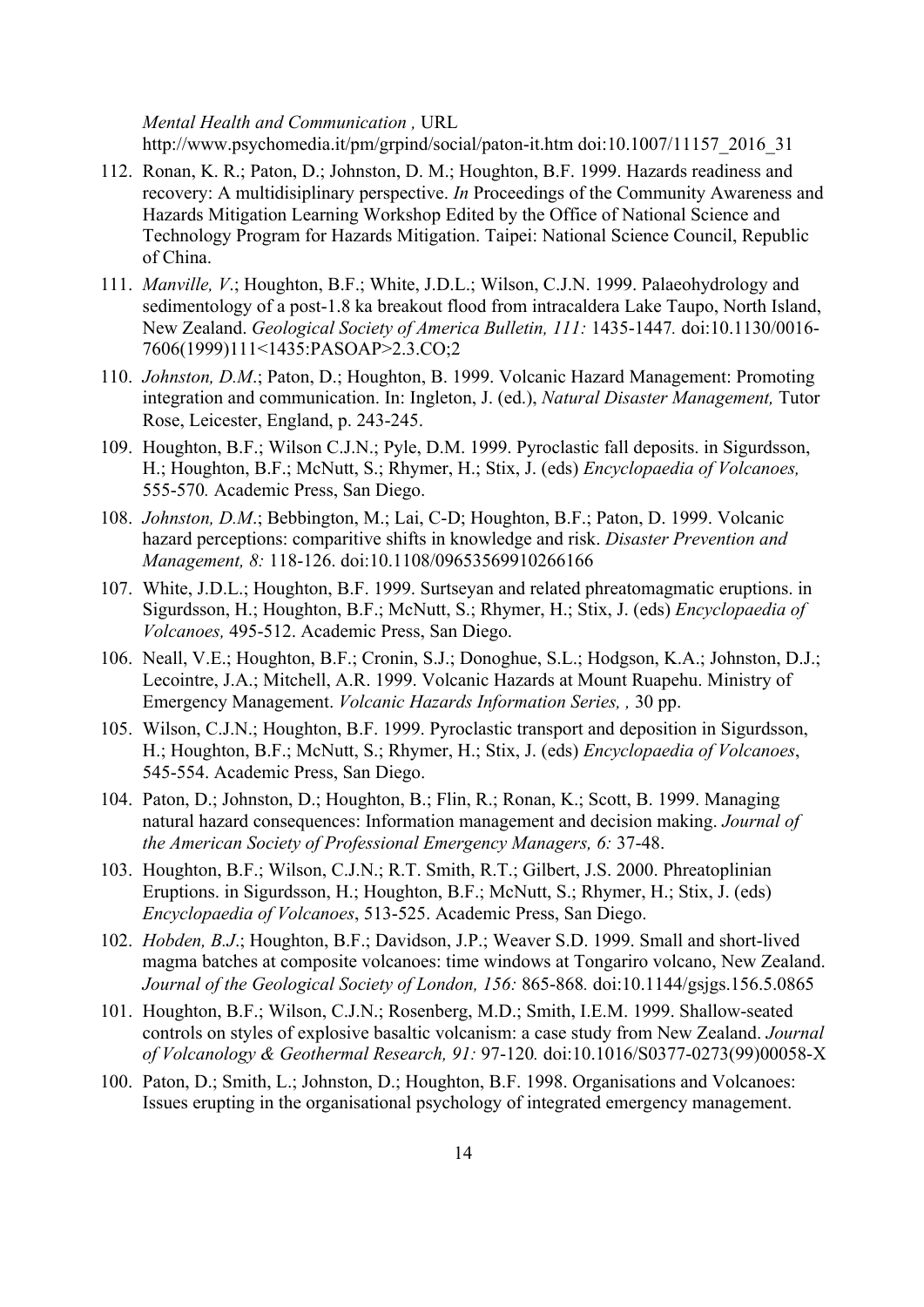*Mental Health and Communication ,* URL http://www.psychomedia.it/pm/grpind/social/paton-it.htm doi:10.1007/11157_2016_31

112. Ronan, K. R.; Paton, D.; Johnston, D. M.; Houghton, B.F. 1999. Hazards readiness and recovery: A multidisiplinary perspective. *In* Proceedings of the Community Awareness and Hazards Mitigation Learning Workshop Edited by the Office of National Science and Technology Program for Hazards Mitigation. Taipei: National Science Council, Republic of China.

111. *Manville, V.*; Houghton, B.F.; White, J.D.L.; Wilson, C.J.N. 1999. Palaeohydrology and sedimentology of a post-1.8 ka breakout flood from intracaldera Lake Taupo, North Island, New Zealand. *Geological Society of America Bulletin, 111:* 1435-1447*.* doi:10.1130/0016-7606(1999)111<1435:PASOAP>2.3.CO;2

110. *Johnston, D.M.*; Paton, D.; Houghton, B. 1999. Volcanic Hazard Management: Promoting integration and communication. In: Ingleton, J. (ed.), *Natural Disaster Management,* Tutor Rose, Leicester, England, p. 243-245.

109. Houghton, B.F.; Wilson C.J.N.; Pyle, D.M. 1999. Pyroclastic fall deposits. in Sigurdsson, H.; Houghton, B.F.; McNutt, S.; Rhymer, H.; Stix, J. (eds) *Encyclopaedia of Volcanoes,* 555-570*.* Academic Press, San Diego.

108. *Johnston, D.M*.; Bebbington, M.; Lai, C-D; Houghton, B.F.; Paton, D. 1999. Volcanic hazard perceptions: comparitive shifts in knowledge and risk. *Disaster Prevention and Management, 8:* 118-126. doi:10.1108/09653569910266166

107. White, J.D.L.; Houghton, B.F. 1999. Surtseyan and related phreatomagmatic eruptions. in Sigurdsson, H.; Houghton, B.F.; McNutt, S.; Rhymer, H.; Stix, J. (eds) *Encyclopaedia of Volcanoes,* 495-512. Academic Press, San Diego.

106. Neall, V.E.; Houghton, B.F.; Cronin, S.J.; Donoghue, S.L.; Hodgson, K.A.; Johnston, D.J.; Lecointre, J.A.; Mitchell, A.R. 1999. Volcanic Hazards at Mount Ruapehu. Ministry of Emergency Management. *Volcanic Hazards Information Series, ,* 30 pp.

105. Wilson, C.J.N.; Houghton, B.F. 1999. Pyroclastic transport and deposition in Sigurdsson, H.; Houghton, B.F.; McNutt, S.; Rhymer, H.; Stix, J. (eds) *Encyclopaedia of Volcanoes*, 545-554. Academic Press, San Diego.

104. Paton, D.; Johnston, D.; Houghton, B.; Flin, R.; Ronan, K.; Scott, B. 1999. Managing natural hazard consequences: Information management and decision making. *Journal of the American Society of Professional Emergency Managers, 6:* 37-48.

103. Houghton, B.F.; Wilson, C.J.N.; R.T. Smith, R.T.; Gilbert, J.S. 2000. Phreatoplinian Eruptions. in Sigurdsson, H.; Houghton, B.F.; McNutt, S.; Rhymer, H.; Stix, J. (eds) *Encyclopaedia of Volcanoes*, 513-525. Academic Press, San Diego.

102. *Hobden, B.J*.; Houghton, B.F.; Davidson, J.P.; Weaver S.D. 1999. Small and short-lived magma batches at composite volcanoes: time windows at Tongariro volcano, New Zealand. *Journal of the Geological Society of London, 156:* 865-868*.* doi:10.1144/gsjgs.156.5.0865

101. Houghton, B.F.; Wilson, C.J.N.; Rosenberg, M.D.; Smith, I.E.M. 1999. Shallow-seated controls on styles of explosive basaltic volcanism: a case study from New Zealand. *Journal of Volcanology & Geothermal Research, 91:* 97-120*.* doi:10.1016/S0377-0273(99)00058-X

100. Paton, D.; Smith, L.; Johnston, D.; Houghton, B.F. 1998. Organisations and Volcanoes: Issues erupting in the organisational psychology of integrated emergency management.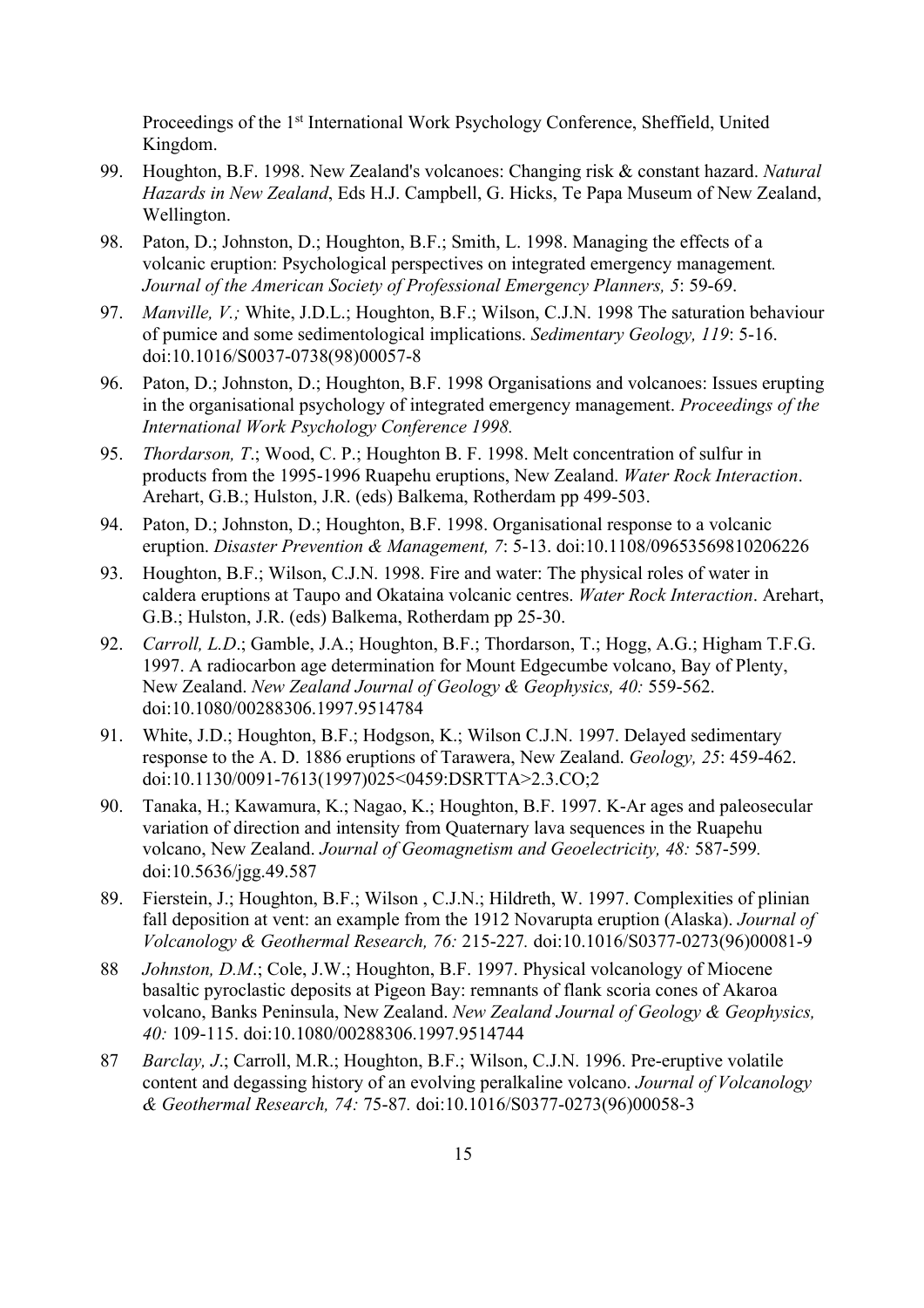Proceedings of the 1st International Work Psychology Conference, Sheffield, United Kingdom.

99. Houghton, B.F. 1998. New Zealand's volcanoes: Changing risk & constant hazard. *Natural Hazards in New Zealand*, Eds H.J. Campbell, G. Hicks, Te Papa Museum of New Zealand, Wellington.

98. Paton, D.; Johnston, D.; Houghton, B.F.; Smith, L. 1998. Managing the effects of a volcanic eruption: Psychological perspectives on integrated emergency management. *Journal of the American Society of Professional Emergency Planners, 5*: 59-69.

97. *Manville, V.;* White, J.D.L.; Houghton, B.F.; Wilson, C.J.N. 1998 The saturation behaviour of pumice and some sedimentological implications. *Sedimentary Geology, 119*: 5-16. doi:10.1016/S0037-0738(98)00057-8

96. Paton, D.; Johnston, D.; Houghton, B.F. 1998 Organisations and volcanoes: Issues erupting in the organisational psychology of integrated emergency management. *Proceedings of the International Work Psychology Conference 1998.*

95. *Thordarson, T*.; Wood, C. P.; Houghton B. F. 1998. Melt concentration of sulfur in products from the 1995-1996 Ruapehu eruptions, New Zealand. *Water Rock Interaction*. Arehart, G.B.; Hulston, J.R. (eds) Balkema, Rotherdam pp 499-503.

94. Paton, D.; Johnston, D.; Houghton, B.F. 1998. Organisational response to a volcanic eruption. *Disaster Prevention & Management, 7*: 5-13. doi:10.1108/09653569810206226

93. Houghton, B.F.; Wilson, C.J.N. 1998. Fire and water: The physical roles of water in caldera eruptions at Taupo and Okataina volcanic centres. *Water Rock Interaction*. Arehart, G.B.; Hulston, J.R. (eds) Balkema, Rotherdam pp 25-30.

92. *Carroll, L.D*.; Gamble, J.A.; Houghton, B.F.; Thordarson, T.; Hogg, A.G.; Higham T.F.G. 1997. A radiocarbon age determination for Mount Edgecumbe volcano, Bay of Plenty, New Zealand. *New Zealand Journal of Geology & Geophysics, 40:* 559-562. doi:10.1080/00288306.1997.9514784

91. White, J.D.; Houghton, B.F.; Hodgson, K.; Wilson C.J.N. 1997. Delayed sedimentary response to the A. D. 1886 eruptions of Tarawera, New Zealand. *Geology, 25*: 459-462. doi:10.1130/0091-7613(1997)025<0459:DSRTTA>2.3.CO;2

90. Tanaka, H.; Kawamura, K.; Nagao, K.; Houghton, B.F. 1997. K-Ar ages and paleosecular variation of direction and intensity from Quaternary lava sequences in the Ruapehu volcano, New Zealand. *Journal of Geomagnetism and Geoelectricity, 48:* 587-599. doi:10.5636/jgg.49.587

89. Fierstein, J.; Houghton, B.F.; Wilson , C.J.N.; Hildreth, W. 1997. Complexities of plinian fall deposition at vent: an example from the 1912 Novarupta eruption (Alaska). *Journal of Volcanology & Geothermal Research, 76:* 215-227*.* doi:10.1016/S0377-0273(96)00081-9

88 *Johnston, D.M*.; Cole, J.W.; Houghton, B.F. 1997. Physical volcanology of Miocene basaltic pyroclastic deposits at Pigeon Bay: remnants of flank scoria cones of Akaroa volcano, Banks Peninsula, New Zealand. *New Zealand Journal of Geology & Geophysics, 40:* 109-115. doi:10.1080/00288306.1997.9514744

87 *Barclay, J*.; Carroll, M.R.; Houghton, B.F.; Wilson, C.J.N. 1996. Pre-eruptive volatile content and degassing history of an evolving peralkaline volcano. *Journal of Volcanology & Geothermal Research, 74:* 75-87*.* doi:10.1016/S0377-0273(96)00058-3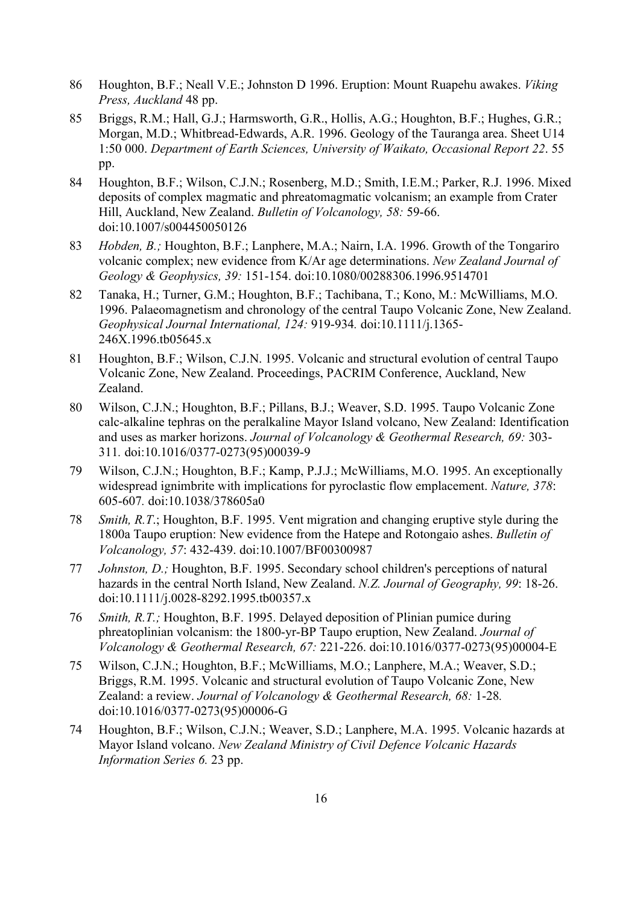86 Houghton, B.F.; Neall V.E.; Johnston D 1996. Eruption: Mount Ruapehu awakes. *Viking Press, Auckland* 48 pp.

85 Briggs, R.M.; Hall, G.J.; Harmsworth, G.R., Hollis, A.G.; Houghton, B.F.; Hughes, G.R.; Morgan, M.D.; Whitbread-Edwards, A.R. 1996. Geology of the Tauranga area. Sheet U14 1:50 000. *Department of Earth Sciences, University of Waikato, Occasional Report 22*. 55 pp.

84 Houghton, B.F.; Wilson, C.J.N.; Rosenberg, M.D.; Smith, I.E.M.; Parker, R.J. 1996. Mixed deposits of complex magmatic and phreatomagmatic volcanism; an example from Crater Hill, Auckland, New Zealand. *Bulletin of Volcanology, 58:* 59-66. doi:10.1007/s004450050126

83 *Hobden, B.;* Houghton, B.F.; Lanphere, M.A.; Nairn, I.A. 1996. Growth of the Tongariro volcanic complex; new evidence from K/Ar age determinations. *New Zealand Journal of Geology & Geophysics, 39:* 151-154. doi:10.1080/00288306.1996.9514701

82 Tanaka, H.; Turner, G.M.; Houghton, B.F.; Tachibana, T.; Kono, M.: McWilliams, M.O. 1996. Palaeomagnetism and chronology of the central Taupo Volcanic Zone, New Zealand. *Geophysical Journal International, 124:* 919-934. doi:10.1111/j.1365-246X.1996.tb05645.x

81 Houghton, B.F.; Wilson, C.J.N. 1995. Volcanic and structural evolution of central Taupo Volcanic Zone, New Zealand. Proceedings, PACRIM Conference, Auckland, New Zealand.

80 Wilson, C.J.N.; Houghton, B.F.; Pillans, B.J.; Weaver, S.D. 1995. Taupo Volcanic Zone calc-alkaline tephras on the peralkaline Mayor Island volcano, New Zealand: Identification and uses as marker horizons. *Journal of Volcanology & Geothermal Research, 69:* 303-311. doi:10.1016/0377-0273(95)00039-9

79 Wilson, C.J.N.; Houghton, B.F.; Kamp, P.J.J.; McWilliams, M.O. 1995. An exceptionally widespread ignimbrite with implications for pyroclastic flow emplacement. *Nature, 378*: 605-607. doi:10.1038/378605a0

78 *Smith, R.T.*; Houghton, B.F. 1995. Vent migration and changing eruptive style during the 1800a Taupo eruption: New evidence from the Hatepe and Rotongaio ashes. *Bulletin of Volcanology, 57*: 432-439. doi:10.1007/BF00300987

77 *Johnston, D.;* Houghton, B.F. 1995. Secondary school children's perceptions of natural hazards in the central North Island, New Zealand. *N.Z. Journal of Geography, 99*: 18-26. doi:10.1111/j.0028-8292.1995.tb00357.x

76 *Smith, R.T.;* Houghton, B.F. 1995. Delayed deposition of Plinian pumice during phreatoplinian volcanism: the 1800-yr-BP Taupo eruption, New Zealand. *Journal of Volcanology & Geothermal Research, 67:* 221-226. doi:10.1016/0377-0273(95)00004-E

75 Wilson, C.J.N.; Houghton, B.F.; McWilliams, M.O.; Lanphere, M.A.; Weaver, S.D.; Briggs, R.M. 1995. Volcanic and structural evolution of Taupo Volcanic Zone, New Zealand: a review. *Journal of Volcanology & Geothermal Research, 68:* 1-28. doi:10.1016/0377-0273(95)00006-G

74 Houghton, B.F.; Wilson, C.J.N.; Weaver, S.D.; Lanphere, M.A. 1995. Volcanic hazards at Mayor Island volcano. *New Zealand Ministry of Civil Defence Volcanic Hazards Information Series 6.* 23 pp.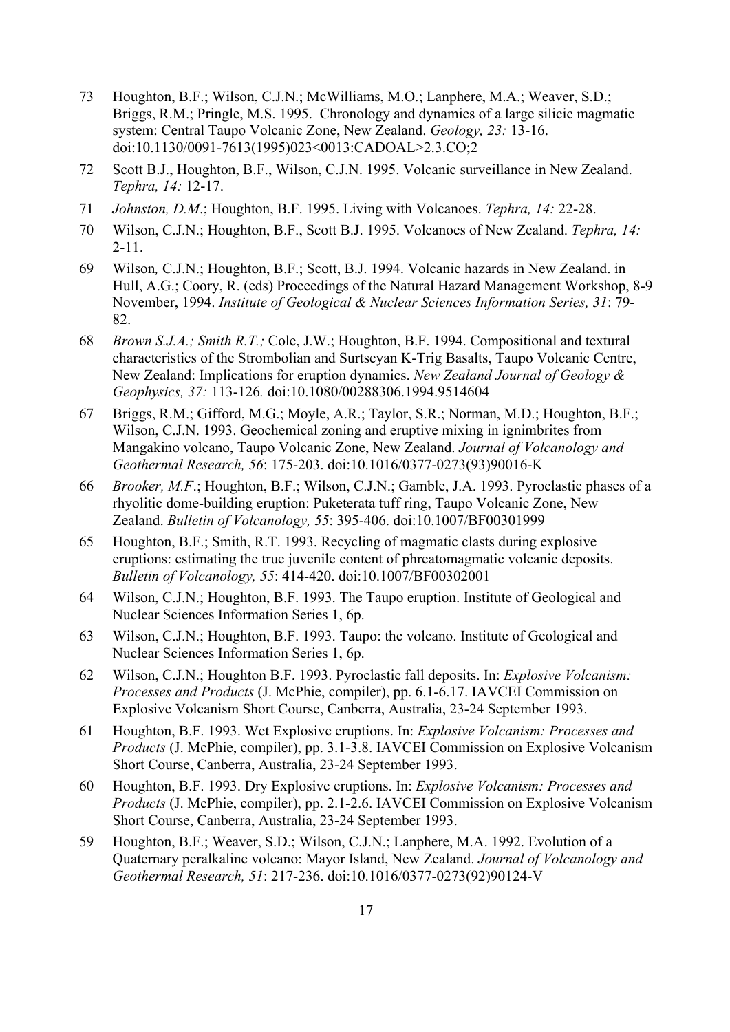73 Houghton, B.F.; Wilson, C.J.N.; McWilliams, M.O.; Lanphere, M.A.; Weaver, S.D.; Briggs, R.M.; Pringle, M.S. 1995. Chronology and dynamics of a large silicic magmatic system: Central Taupo Volcanic Zone, New Zealand. *Geology, 23:* 13-16. doi:10.1130/0091-7613(1995)023<0013:CADOAL>2.3.CO;2

72 Scott B.J., Houghton, B.F., Wilson, C.J.N. 1995. Volcanic surveillance in New Zealand. *Tephra, 14:* 12-17.

71 *Johnston, D.M.*; Houghton, B.F. 1995. Living with Volcanoes. *Tephra, 14:* 22-28.

70 Wilson, C.J.N.; Houghton, B.F., Scott B.J. 1995. Volcanoes of New Zealand. *Tephra, 14:* 2-11.

69 Wilson, C.J.N.; Houghton, B.F.; Scott, B.J. 1994. Volcanic hazards in New Zealand. in Hull, A.G.; Coory, R. (eds) Proceedings of the Natural Hazard Management Workshop, 8-9 November, 1994. *Institute of Geological & Nuclear Sciences Information Series, 31*: 79-82.

68 *Brown S.J.A.; Smith R.T.;* Cole, J.W.; Houghton, B.F. 1994. Compositional and textural characteristics of the Strombolian and Surtseyan K-Trig Basalts, Taupo Volcanic Centre, New Zealand: Implications for eruption dynamics. *New Zealand Journal of Geology & Geophysics, 37:* 113-126*.* doi:10.1080/00288306.1994.9514604

67 Briggs, R.M.; Gifford, M.G.; Moyle, A.R.; Taylor, S.R.; Norman, M.D.; Houghton, B.F.; Wilson, C.J.N. 1993. Geochemical zoning and eruptive mixing in ignimbrites from Mangakino volcano, Taupo Volcanic Zone, New Zealand. *Journal of Volcanology and Geothermal Research, 56*: 175-203. doi:10.1016/0377-0273(93)90016-K

66 *Brooker, M.F.*; Houghton, B.F.; Wilson, C.J.N.; Gamble, J.A. 1993. Pyroclastic phases of a rhyolitic dome-building eruption: Puketerata tuff ring, Taupo Volcanic Zone, New Zealand. *Bulletin of Volcanology, 55*: 395-406. doi:10.1007/BF00301999

65 Houghton, B.F.; Smith, R.T. 1993. Recycling of magmatic clasts during explosive eruptions: estimating the true juvenile content of phreatomagmatic volcanic deposits. *Bulletin of Volcanology, 55*: 414-420. doi:10.1007/BF00302001

64 Wilson, C.J.N.; Houghton, B.F. 1993. The Taupo eruption. Institute of Geological and Nuclear Sciences Information Series 1, 6p.

63 Wilson, C.J.N.; Houghton, B.F. 1993. Taupo: the volcano. Institute of Geological and Nuclear Sciences Information Series 1, 6p.

62 Wilson, C.J.N.; Houghton B.F. 1993. Pyroclastic fall deposits. In: *Explosive Volcanism: Processes and Products* (J. McPhie, compiler), pp. 6.1-6.17. IAVCEI Commission on Explosive Volcanism Short Course, Canberra, Australia, 23-24 September 1993.

61 Houghton, B.F. 1993. Wet Explosive eruptions. In: *Explosive Volcanism: Processes and Products* (J. McPhie, compiler), pp. 3.1-3.8. IAVCEI Commission on Explosive Volcanism Short Course, Canberra, Australia, 23-24 September 1993.

60 Houghton, B.F. 1993. Dry Explosive eruptions. In: *Explosive Volcanism: Processes and Products* (J. McPhie, compiler), pp. 2.1-2.6. IAVCEI Commission on Explosive Volcanism Short Course, Canberra, Australia, 23-24 September 1993.

59 Houghton, B.F.; Weaver, S.D.; Wilson, C.J.N.; Lanphere, M.A. 1992. Evolution of a Quaternary peralkaline volcano: Mayor Island, New Zealand. *Journal of Volcanology and Geothermal Research, 51*: 217-236. doi:10.1016/0377-0273(92)90124-V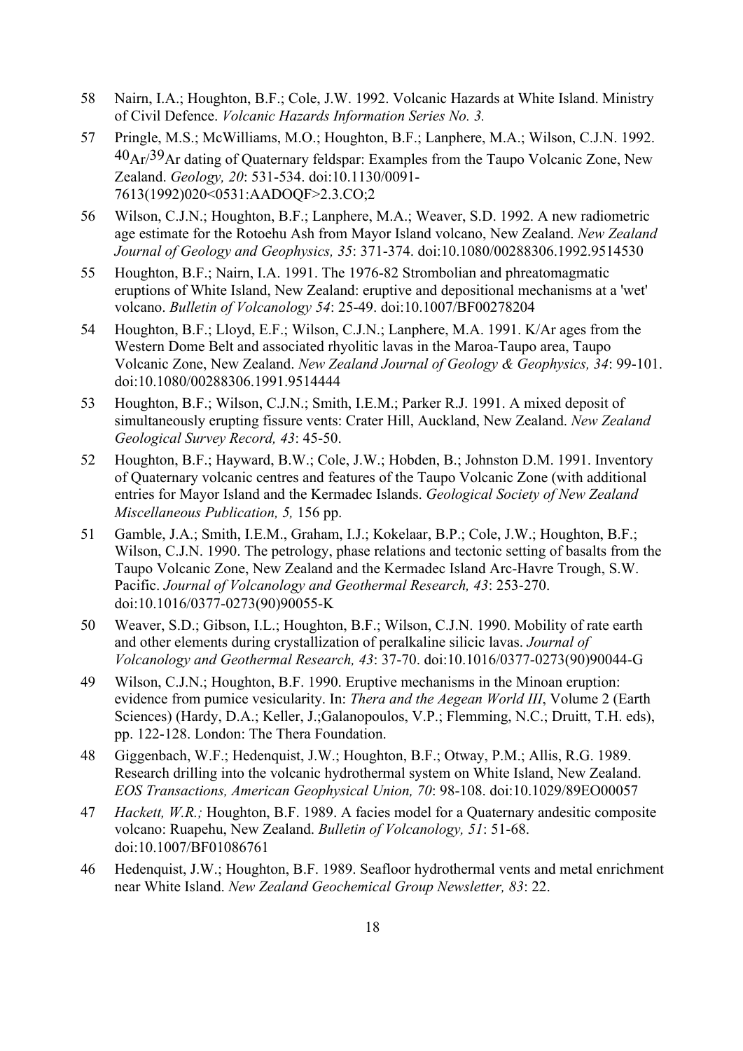58 Nairn, I.A.; Houghton, B.F.; Cole, J.W. 1992. Volcanic Hazards at White Island. Ministry of Civil Defence. *Volcanic Hazards Information Series No. 3.*

57 Pringle, M.S.; McWilliams, M.O.; Houghton, B.F.; Lanphere, M.A.; Wilson, C.J.N. 1992. $^{40}Ar/^{39}Ar$ dating of Quaternary feldspar: Examples from the Taupo Volcanic Zone, New Zealand. *Geology, 20*: 531-534. doi:10.1130/0091-7613(1992)020<0531:AADOQF>2.3.CO;2

56 Wilson, C.J.N.; Houghton, B.F.; Lanphere, M.A.; Weaver, S.D. 1992. A new radiometric age estimate for the Rotoehu Ash from Mayor Island volcano, New Zealand. *New Zealand Journal of Geology and Geophysics, 35*: 371-374. doi:10.1080/00288306.1992.9514530

55 Houghton, B.F.; Nairn, I.A. 1991. The 1976-82 Strombolian and phreatomagmatic eruptions of White Island, New Zealand: eruptive and depositional mechanisms at a 'wet' volcano. *Bulletin of Volcanology 54*: 25-49. doi:10.1007/BF00278204

54 Houghton, B.F.; Lloyd, E.F.; Wilson, C.J.N.; Lanphere, M.A. 1991. K/Ar ages from the Western Dome Belt and associated rhyolitic lavas in the Maroa-Taupo area, Taupo Volcanic Zone, New Zealand. *New Zealand Journal of Geology & Geophysics, 34*: 99-101. doi:10.1080/00288306.1991.9514444

53 Houghton, B.F.; Wilson, C.J.N.; Smith, I.E.M.; Parker R.J. 1991. A mixed deposit of simultaneously erupting fissure vents: Crater Hill, Auckland, New Zealand. *New Zealand Geological Survey Record, 43*: 45-50.

52 Houghton, B.F.; Hayward, B.W.; Cole, J.W.; Hobden, B.; Johnston D.M. 1991. Inventory of Quaternary volcanic centres and features of the Taupo Volcanic Zone (with additional entries for Mayor Island and the Kermadec Islands. *Geological Society of New Zealand Miscellaneous Publication, 5,* 156 pp.

51 Gamble, J.A.; Smith, I.E.M., Graham, I.J.; Kokelaar, B.P.; Cole, J.W.; Houghton, B.F.; Wilson, C.J.N. 1990. The petrology, phase relations and tectonic setting of basalts from the Taupo Volcanic Zone, New Zealand and the Kermadec Island Arc-Havre Trough, S.W. Pacific. *Journal of Volcanology and Geothermal Research, 43*: 253-270. doi:10.1016/0377-0273(90)90055-K

50 Weaver, S.D.; Gibson, I.L.; Houghton, B.F.; Wilson, C.J.N. 1990. Mobility of rate earth and other elements during crystallization of peralkaline silicic lavas. *Journal of Volcanology and Geothermal Research, 43*: 37-70. doi:10.1016/0377-0273(90)90044-G

49 Wilson, C.J.N.; Houghton, B.F. 1990. Eruptive mechanisms in the Minoan eruption: evidence from pumice vesicularity. In: *Thera and the Aegean World III*, Volume 2 (Earth Sciences) (Hardy, D.A.; Keller, J.;Galanopoulos, V.P.; Flemming, N.C.; Druitt, T.H. eds), pp. 122-128. London: The Thera Foundation.

48 Giggenbach, W.F.; Hedenquist, J.W.; Houghton, B.F.; Otway, P.M.; Allis, R.G. 1989. Research drilling into the volcanic hydrothermal system on White Island, New Zealand. *EOS Transactions, American Geophysical Union, 70*: 98-108. doi:10.1029/89EO00057

47 *Hackett, W.R.;* Houghton, B.F. 1989. A facies model for a Quaternary andesitic composite volcano: Ruapehu, New Zealand. *Bulletin of Volcanology, 51*: 51-68. doi:10.1007/BF01086761

46 Hedenquist, J.W.; Houghton, B.F. 1989. Seafloor hydrothermal vents and metal enrichment near White Island. *New Zealand Geochemical Group Newsletter, 83*: 22.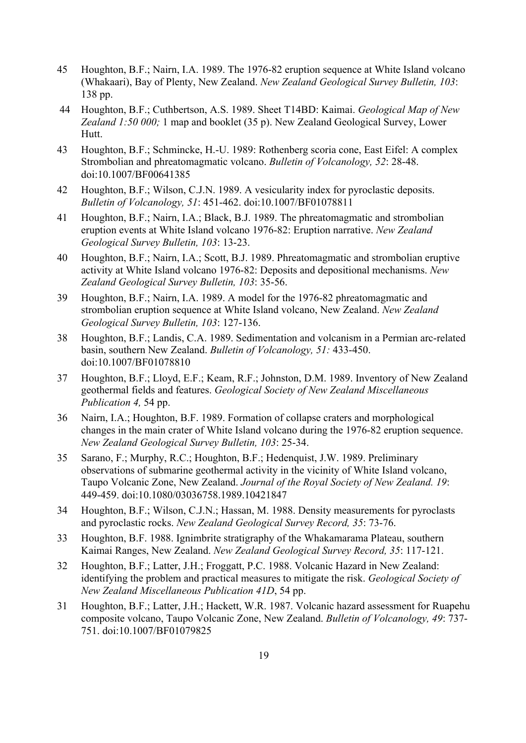45 Houghton, B.F.; Nairn, I.A. 1989. The 1976-82 eruption sequence at White Island volcano (Whakaari), Bay of Plenty, New Zealand. *New Zealand Geological Survey Bulletin, 103*: 138 pp.

44 Houghton, B.F.; Cuthbertson, A.S. 1989. Sheet T14BD: Kaimai. *Geological Map of New Zealand 1:50 000;* 1 map and booklet (35 p). New Zealand Geological Survey, Lower Hutt.

43 Houghton, B.F.; Schmincke, H.-U. 1989: Rothenberg scoria cone, East Eifel: A complex Strombolian and phreatomagmatic volcano. *Bulletin of Volcanology, 52*: 28-48. doi:10.1007/BF00641385

42 Houghton, B.F.; Wilson, C.J.N. 1989. A vesicularity index for pyroclastic deposits. *Bulletin of Volcanology, 51*: 451-462. doi:10.1007/BF01078811

41 Houghton, B.F.; Nairn, I.A.; Black, B.J. 1989. The phreatomagmatic and strombolian eruption events at White Island volcano 1976-82: Eruption narrative. *New Zealand Geological Survey Bulletin, 103*: 13-23.

40 Houghton, B.F.; Nairn, I.A.; Scott, B.J. 1989. Phreatomagmatic and strombolian eruptive activity at White Island volcano 1976-82: Deposits and depositional mechanisms. *New Zealand Geological Survey Bulletin, 103*: 35-56.

39 Houghton, B.F.; Nairn, I.A. 1989. A model for the 1976-82 phreatomagmatic and strombolian eruption sequence at White Island volcano, New Zealand. *New Zealand Geological Survey Bulletin, 103*: 127-136.

38 Houghton, B.F.; Landis, C.A. 1989. Sedimentation and volcanism in a Permian arc-related basin, southern New Zealand. *Bulletin of Volcanology, 51:* 433-450. doi:10.1007/BF01078810

37 Houghton, B.F.; Lloyd, E.F.; Keam, R.F.; Johnston, D.M. 1989. Inventory of New Zealand geothermal fields and features. *Geological Society of New Zealand Miscellaneous Publication 4,* 54 pp.

36 Nairn, I.A.; Houghton, B.F. 1989. Formation of collapse craters and morphological changes in the main crater of White Island volcano during the 1976-82 eruption sequence. *New Zealand Geological Survey Bulletin, 103*: 25-34.

35 Sarano, F.; Murphy, R.C.; Houghton, B.F.; Hedenquist, J.W. 1989. Preliminary observations of submarine geothermal activity in the vicinity of White Island volcano, Taupo Volcanic Zone, New Zealand. *Journal of the Royal Society of New Zealand. 19*: 449-459. doi:10.1080/03036758.1989.10421847

34 Houghton, B.F.; Wilson, C.J.N.; Hassan, M. 1988. Density measurements for pyroclasts and pyroclastic rocks. *New Zealand Geological Survey Record, 35*: 73-76.

33 Houghton, B.F. 1988. Ignimbrite stratigraphy of the Whakamarama Plateau, southern Kaimai Ranges, New Zealand. *New Zealand Geological Survey Record, 35*: 117-121.

32 Houghton, B.F.; Latter, J.H.; Froggatt, P.C. 1988. Volcanic Hazard in New Zealand: identifying the problem and practical measures to mitigate the risk. *Geological Society of New Zealand Miscellaneous Publication 41D*, 54 pp.

31 Houghton, B.F.; Latter, J.H.; Hackett, W.R. 1987. Volcanic hazard assessment for Ruapehu composite volcano, Taupo Volcanic Zone, New Zealand. *Bulletin of Volcanology, 49*: 737-751. doi:10.1007/BF01079825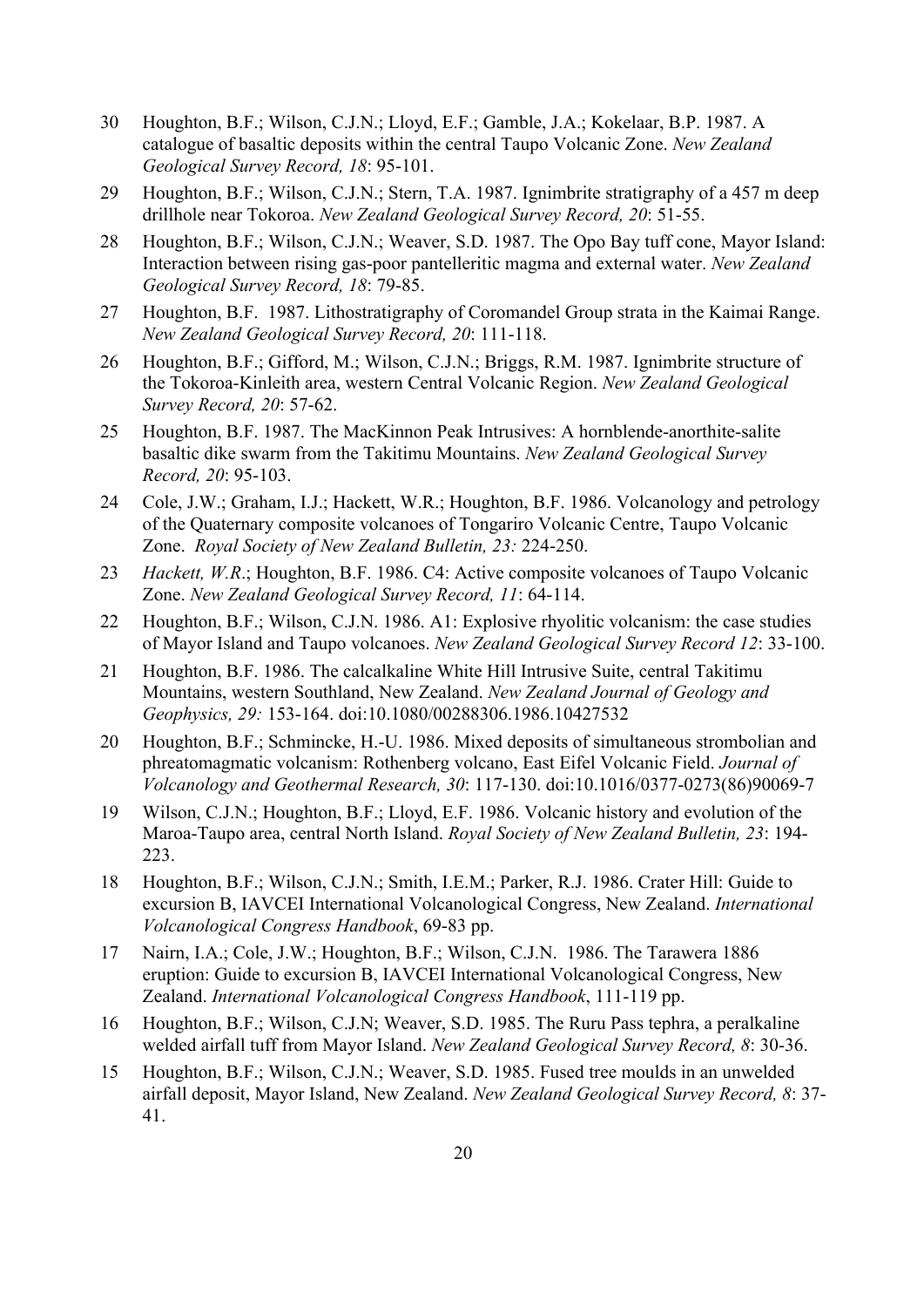30 Houghton, B.F.; Wilson, C.J.N.; Lloyd, E.F.; Gamble, J.A.; Kokelaar, B.P. 1987. A catalogue of basaltic deposits within the central Taupo Volcanic Zone. *New Zealand Geological Survey Record, 18*: 95-101.

29 Houghton, B.F.; Wilson, C.J.N.; Stern, T.A. 1987. Ignimbrite stratigraphy of a 457 m deep drillhole near Tokoroa. *New Zealand Geological Survey Record, 20*: 51-55.

28 Houghton, B.F.; Wilson, C.J.N.; Weaver, S.D. 1987. The Opo Bay tuff cone, Mayor Island: Interaction between rising gas-poor pantelleritic magma and external water. *New Zealand Geological Survey Record, 18*: 79-85.

27 Houghton, B.F. 1987. Lithostratigraphy of Coromandel Group strata in the Kaimai Range. *New Zealand Geological Survey Record, 20*: 111-118.

26 Houghton, B.F.; Gifford, M.; Wilson, C.J.N.; Briggs, R.M. 1987. Ignimbrite structure of the Tokoroa-Kinleith area, western Central Volcanic Region. *New Zealand Geological Survey Record, 20*: 57-62.

25 Houghton, B.F. 1987. The MacKinnon Peak Intrusives: A hornblende-anorthite-salite basaltic dike swarm from the Takitimu Mountains. *New Zealand Geological Survey Record, 20*: 95-103.

24 Cole, J.W.; Graham, I.J.; Hackett, W.R.; Houghton, B.F. 1986. Volcanology and petrology of the Quaternary composite volcanoes of Tongariro Volcanic Centre, Taupo Volcanic Zone. *Royal Society of New Zealand Bulletin, 23:* 224-250.

23 *Hackett, W.R*.; Houghton, B.F. 1986. C4: Active composite volcanoes of Taupo Volcanic Zone. *New Zealand Geological Survey Record, 11*: 64-114.

22 Houghton, B.F.; Wilson, C.J.N. 1986. A1: Explosive rhyolitic volcanism: the case studies of Mayor Island and Taupo volcanoes. *New Zealand Geological Survey Record 12*: 33-100.

21 Houghton, B.F. 1986. The calcalkaline White Hill Intrusive Suite, central Takitimu Mountains, western Southland, New Zealand. *New Zealand Journal of Geology and Geophysics, 29:* 153-164. doi:10.1080/00288306.1986.10427532

20 Houghton, B.F.; Schmincke, H.-U. 1986. Mixed deposits of simultaneous strombolian and phreatomagmatic volcanism: Rothenberg volcano, East Eifel Volcanic Field. *Journal of Volcanology and Geothermal Research, 30*: 117-130. doi:10.1016/0377-0273(86)90069-7

19 Wilson, C.J.N.; Houghton, B.F.; Lloyd, E.F. 1986. Volcanic history and evolution of the Maroa-Taupo area, central North Island. *Royal Society of New Zealand Bulletin, 23*: 194-223.

18 Houghton, B.F.; Wilson, C.J.N.; Smith, I.E.M.; Parker, R.J. 1986. Crater Hill: Guide to excursion B, IAVCEI International Volcanological Congress, New Zealand. *International Volcanological Congress Handbook*, 69-83 pp.

17 Nairn, I.A.; Cole, J.W.; Houghton, B.F.; Wilson, C.J.N. 1986. The Tarawera 1886 eruption: Guide to excursion B, IAVCEI International Volcanological Congress, New Zealand. *International Volcanological Congress Handbook*, 111-119 pp.

16 Houghton, B.F.; Wilson, C.J.N; Weaver, S.D. 1985. The Ruru Pass tephra, a peralkaline welded airfall tuff from Mayor Island. *New Zealand Geological Survey Record, 8*: 30-36.

15 Houghton, B.F.; Wilson, C.J.N.; Weaver, S.D. 1985. Fused tree moulds in an unwelded airfall deposit, Mayor Island, New Zealand. *New Zealand Geological Survey Record, 8*: 37-41.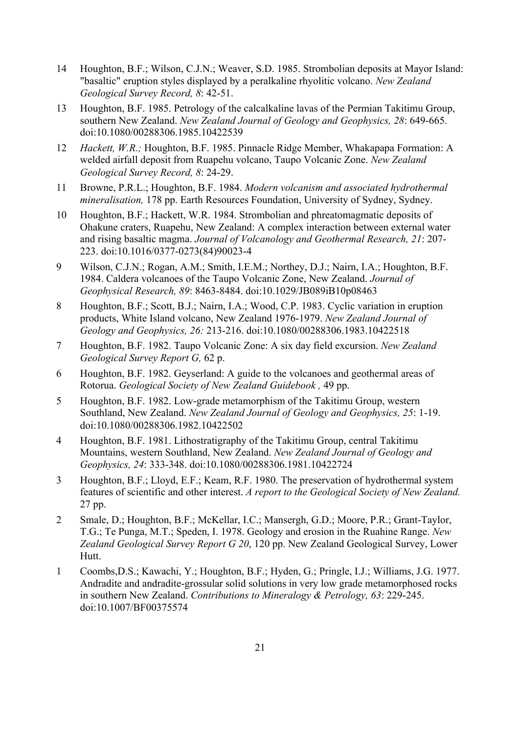14 Houghton, B.F.; Wilson, C.J.N.; Weaver, S.D. 1985. Strombolian deposits at Mayor Island: "basaltic" eruption styles displayed by a peralkaline rhyolitic volcano. *New Zealand Geological Survey Record, 8*: 42-51.

13 Houghton, B.F. 1985. Petrology of the calcalkaline lavas of the Permian Takitimu Group, southern New Zealand. *New Zealand Journal of Geology and Geophysics, 28*: 649-665. doi:10.1080/00288306.1985.10422539

12 *Hackett, W.R.;* Houghton, B.F. 1985. Pinnacle Ridge Member, Whakapapa Formation: A welded airfall deposit from Ruapehu volcano, Taupo Volcanic Zone. *New Zealand Geological Survey Record, 8*: 24-29.

11 Browne, P.R.L.; Houghton, B.F. 1984. *Modern volcanism and associated hydrothermal mineralisation,* 178 pp. Earth Resources Foundation, University of Sydney, Sydney.

10 Houghton, B.F.; Hackett, W.R. 1984. Strombolian and phreatomagmatic deposits of Ohakune craters, Ruapehu, New Zealand: A complex interaction between external water and rising basaltic magma. *Journal of Volcanology and Geothermal Research, 21*: 207-223. doi:10.1016/0377-0273(84)90023-4

9 Wilson, C.J.N.; Rogan, A.M.; Smith, I.E.M.; Northey, D.J.; Nairn, I.A.; Houghton, B.F. 1984. Caldera volcanoes of the Taupo Volcanic Zone, New Zealand. *Journal of Geophysical Research, 89*: 8463-8484. doi:10.1029/JB089iB10p08463

8 Houghton, B.F.; Scott, B.J.; Nairn, I.A.; Wood, C.P. 1983. Cyclic variation in eruption products, White Island volcano, New Zealand 1976-1979. *New Zealand Journal of Geology and Geophysics, 26:* 213-216. doi:10.1080/00288306.1983.10422518

7 Houghton, B.F. 1982. Taupo Volcanic Zone: A six day field excursion. *New Zealand Geological Survey Report G,* 62 p.

6 Houghton, B.F. 1982. Geyserland: A guide to the volcanoes and geothermal areas of Rotorua. *Geological Society of New Zealand Guidebook ,* 49 pp.

5 Houghton, B.F. 1982. Low-grade metamorphism of the Takitimu Group, western Southland, New Zealand. *New Zealand Journal of Geology and Geophysics, 25*: 1-19. doi:10.1080/00288306.1982.10422502

4 Houghton, B.F. 1981. Lithostratigraphy of the Takitimu Group, central Takitimu Mountains, western Southland, New Zealand. *New Zealand Journal of Geology and Geophysics, 24*: 333-348. doi:10.1080/00288306.1981.10422724

3 Houghton, B.F.; Lloyd, E.F.; Keam, R.F. 1980. The preservation of hydrothermal system features of scientific and other interest. *A report to the Geological Society of New Zealand.* 27 pp.

2 Smale, D.; Houghton, B.F.; McKellar, I.C.; Mansergh, G.D.; Moore, P.R.; Grant-Taylor, T.G.; Te Punga, M.T.; Speden, I. 1978. Geology and erosion in the Ruahine Range. *New Zealand Geological Survey Report G 20*, 120 pp. New Zealand Geological Survey, Lower Hutt.

1 Coombs,D.S.; Kawachi, Y.; Houghton, B.F.; Hyden, G.; Pringle, I.J.; Williams, J.G. 1977. Andradite and andradite-grossular solid solutions in very low grade metamorphosed rocks in southern New Zealand. *Contributions to Mineralogy & Petrology, 63*: 229-245. doi:10.1007/BF00375574